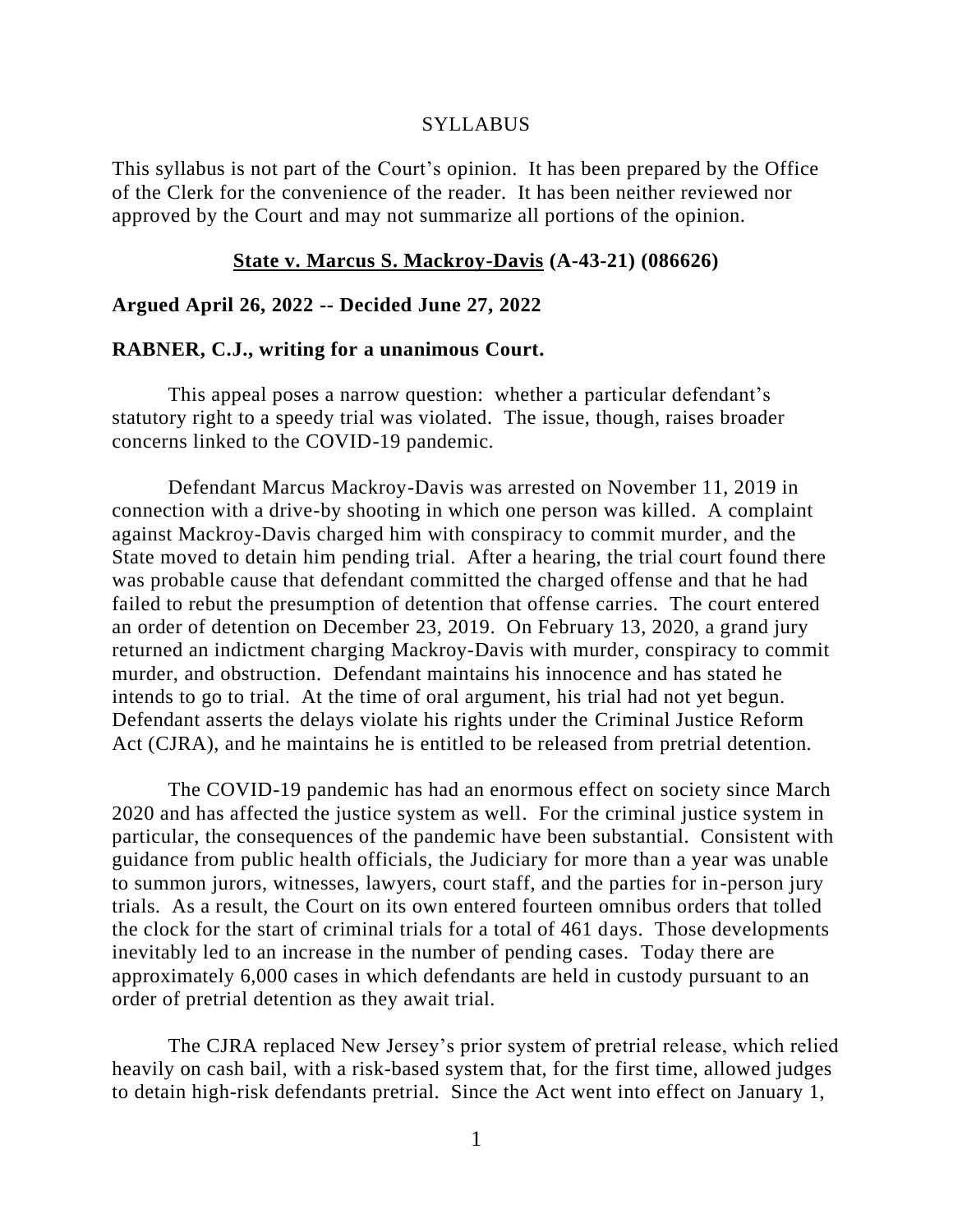SYLLABUS

This syllabus is not part of the Court's opinion. It has been prepared by the Office of the Clerk for the convenience of the reader. It has been neither reviewed nor approved by the Court and may not summarize all portions of the opinion.

**State v. Marcus S. Mackroy-Davis (A-43-21) (086626)**

**Argued April 26, 2022 -- Decided June 27, 2022**

**RABNER, C.J., writing for a unanimous Court.**

This appeal poses a narrow question: whether a particular defendant's statutory right to a speedy trial was violated. The issue, though, raises broader concerns linked to the COVID-19 pandemic.

Defendant Marcus Mackroy-Davis was arrested on November 11, 2019 in connection with a drive-by shooting in which one person was killed. A complaint against Mackroy-Davis charged him with conspiracy to commit murder, and the State moved to detain him pending trial. After a hearing, the trial court found there was probable cause that defendant committed the charged offense and that he had failed to rebut the presumption of detention that offense carries. The court entered an order of detention on December 23, 2019. On February 13, 2020, a grand jury returned an indictment charging Mackroy-Davis with murder, conspiracy to commit murder, and obstruction. Defendant maintains his innocence and has stated he intends to go to trial. At the time of oral argument, his trial had not yet begun. Defendant asserts the delays violate his rights under the Criminal Justice Reform Act (CJRA), and he maintains he is entitled to be released from pretrial detention.

The COVID-19 pandemic has had an enormous effect on society since March 2020 and has affected the justice system as well. For the criminal justice system in particular, the consequences of the pandemic have been substantial. Consistent with guidance from public health officials, the Judiciary for more than a year was unable to summon jurors, witnesses, lawyers, court staff, and the parties for in-person jury trials. As a result, the Court on its own entered fourteen omnibus orders that tolled the clock for the start of criminal trials for a total of 461 days. Those developments inevitably led to an increase in the number of pending cases. Today there are approximately 6,000 cases in which defendants are held in custody pursuant to an order of pretrial detention as they await trial.

The CJRA replaced New Jersey's prior system of pretrial release, which relied heavily on cash bail, with a risk-based system that, for the first time, allowed judges to detain high-risk defendants pretrial. Since the Act went into effect on January 1,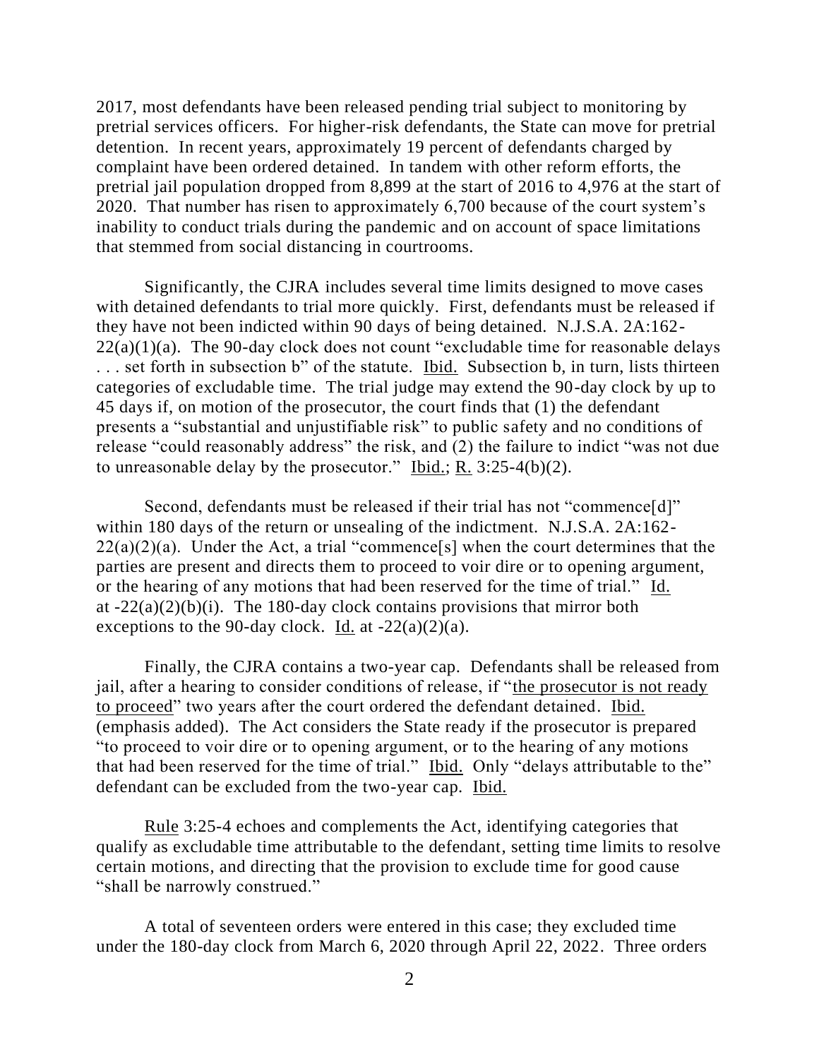2017, most defendants have been released pending trial subject to monitoring by pretrial services officers. For higher-risk defendants, the State can move for pretrial detention. In recent years, approximately 19 percent of defendants charged by complaint have been ordered detained. In tandem with other reform efforts, the pretrial jail population dropped from 8,899 at the start of 2016 to 4,976 at the start of 2020. That number has risen to approximately 6,700 because of the court system's inability to conduct trials during the pandemic and on account of space limitations that stemmed from social distancing in courtrooms.

Significantly, the CJRA includes several time limits designed to move cases with detained defendants to trial more quickly. First, defendants must be released if they have not been indicted within 90 days of being detained. N.J.S.A. 2A:162-22(a)(1)(a). The 90-day clock does not count "excludable time for reasonable delays . . . set forth in subsection b" of the statute. Ibid. Subsection b, in turn, lists thirteen categories of excludable time. The trial judge may extend the 90-day clock by up to 45 days if, on motion of the prosecutor, the court finds that (1) the defendant presents a "substantial and unjustifiable risk" to public safety and no conditions of release "could reasonably address" the risk, and (2) the failure to indict "was not due to unreasonable delay by the prosecutor." Ibid.; R. 3:25-4(b)(2).

Second, defendants must be released if their trial has not "commence[d]" within 180 days of the return or unsealing of the indictment. N.J.S.A. 2A:162-22(a)(2)(a). Under the Act, a trial "commence[s] when the court determines that the parties are present and directs them to proceed to voir dire or to opening argument, or the hearing of any motions that had been reserved for the time of trial." Id. at -22(a)(2)(b)(i). The 180-day clock contains provisions that mirror both exceptions to the 90-day clock. Id. at -22(a)(2)(a).

Finally, the CJRA contains a two-year cap. Defendants shall be released from jail, after a hearing to consider conditions of release, if "the prosecutor is not ready to proceed" two years after the court ordered the defendant detained. Ibid. (emphasis added). The Act considers the State ready if the prosecutor is prepared "to proceed to voir dire or to opening argument, or to the hearing of any motions that had been reserved for the time of trial." Ibid. Only "delays attributable to the" defendant can be excluded from the two-year cap. Ibid.

Rule 3:25-4 echoes and complements the Act, identifying categories that qualify as excludable time attributable to the defendant, setting time limits to resolve certain motions, and directing that the provision to exclude time for good cause "shall be narrowly construed."

A total of seventeen orders were entered in this case; they excluded time under the 180-day clock from March 6, 2020 through April 22, 2022. Three orders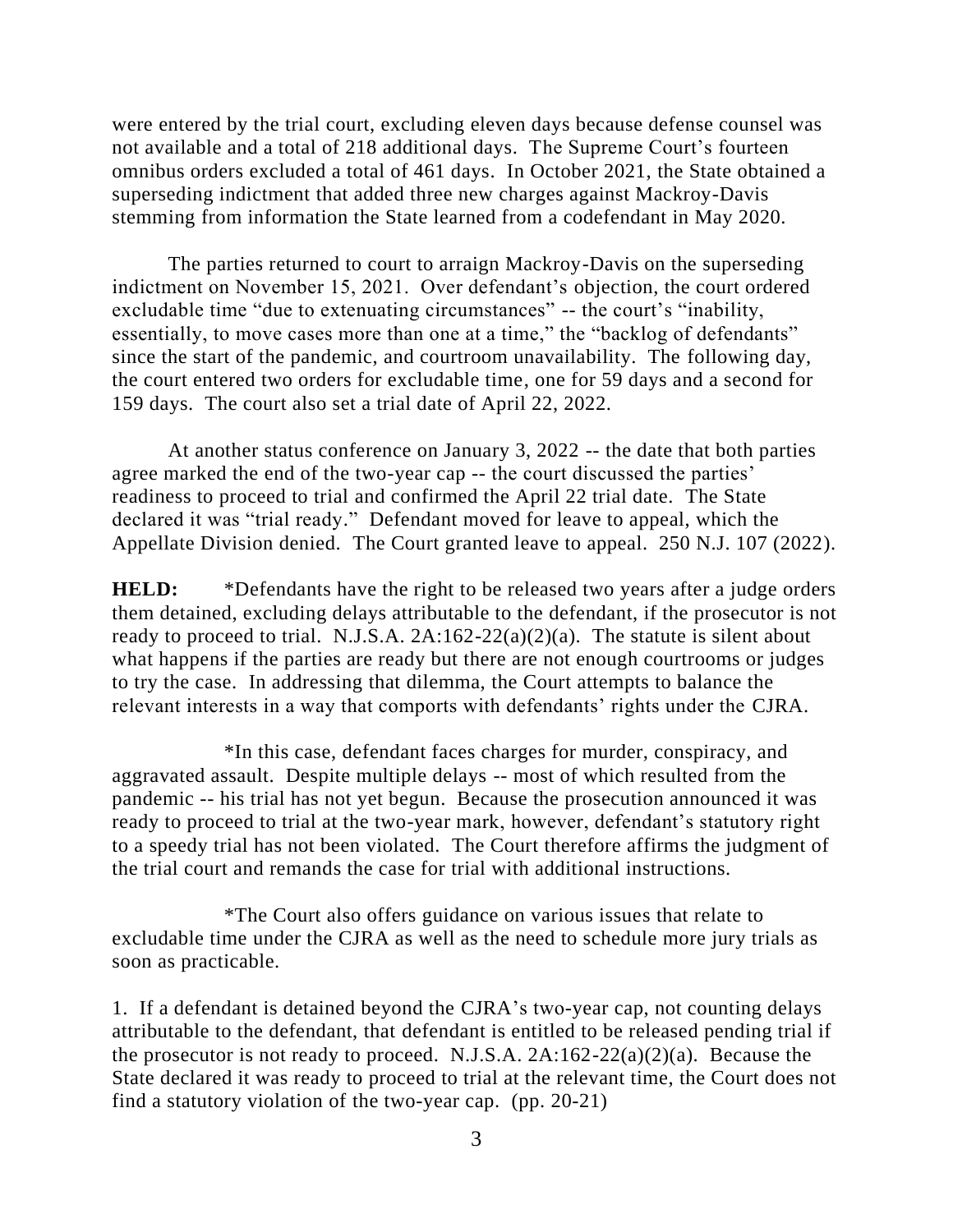were entered by the trial court, excluding eleven days because defense counsel was not available and a total of 218 additional days. The Supreme Court's fourteen omnibus orders excluded a total of 461 days. In October 2021, the State obtained a superseding indictment that added three new charges against Mackroy-Davis stemming from information the State learned from a codefendant in May 2020.

The parties returned to court to arraign Mackroy-Davis on the superseding indictment on November 15, 2021. Over defendant's objection, the court ordered excludable time "due to extenuating circumstances" -- the court's "inability, essentially, to move cases more than one at a time," the "backlog of defendants" since the start of the pandemic, and courtroom unavailability. The following day, the court entered two orders for excludable time, one for 59 days and a second for 159 days. The court also set a trial date of April 22, 2022.

At another status conference on January 3, 2022 -- the date that both parties agree marked the end of the two-year cap -- the court discussed the parties' readiness to proceed to trial and confirmed the April 22 trial date. The State declared it was "trial ready." Defendant moved for leave to appeal, which the Appellate Division denied. The Court granted leave to appeal. 250 N.J. 107 (2022).

**HELD:** *Defendants have the right to be released two years after a judge orders them detained, excluding delays attributable to the defendant, if the prosecutor is not ready to proceed to trial. N.J.S.A. 2A:162-22(a)(2)(a). The statute is silent about what happens if the parties are ready but there are not enough courtrooms or judges to try the case. In addressing that dilemma, the Court attempts to balance the relevant interests in a way that comports with defendants' rights under the CJRA.

*In this case, defendant faces charges for murder, conspiracy, and aggravated assault. Despite multiple delays -- most of which resulted from the pandemic -- his trial has not yet begun. Because the prosecution announced it was ready to proceed to trial at the two-year mark, however, defendant's statutory right to a speedy trial has not been violated. The Court therefore affirms the judgment of the trial court and remands the case for trial with additional instructions.

*The Court also offers guidance on various issues that relate to excludable time under the CJRA as well as the need to schedule more jury trials as soon as practicable.

1. If a defendant is detained beyond the CJRA's two-year cap, not counting delays attributable to the defendant, that defendant is entitled to be released pending trial if the prosecutor is not ready to proceed. N.J.S.A. 2A:162-22(a)(2)(a). Because the State declared it was ready to proceed to trial at the relevant time, the Court does not find a statutory violation of the two-year cap. (pp. 20-21)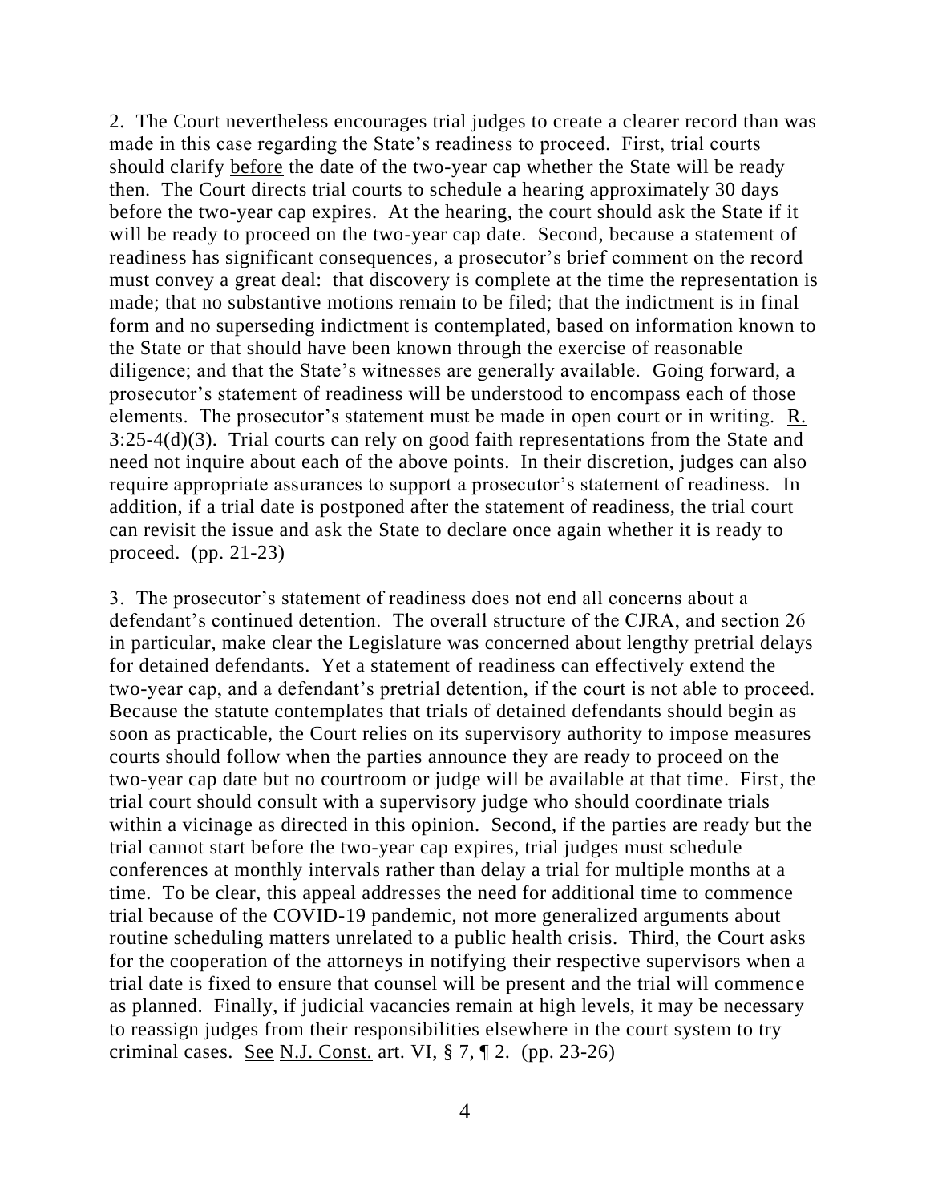2. The Court nevertheless encourages trial judges to create a clearer record than was made in this case regarding the State's readiness to proceed. First, trial courts should clarify before the date of the two-year cap whether the State will be ready then. The Court directs trial courts to schedule a hearing approximately 30 days before the two-year cap expires. At the hearing, the court should ask the State if it will be ready to proceed on the two-year cap date. Second, because a statement of readiness has significant consequences, a prosecutor's brief comment on the record must convey a great deal: that discovery is complete at the time the representation is made; that no substantive motions remain to be filed; that the indictment is in final form and no superseding indictment is contemplated, based on information known to the State or that should have been known through the exercise of reasonable diligence; and that the State's witnesses are generally available. Going forward, a prosecutor's statement of readiness will be understood to encompass each of those elements. The prosecutor's statement must be made in open court or in writing. R. 3:25-4(d)(3). Trial courts can rely on good faith representations from the State and need not inquire about each of the above points. In their discretion, judges can also require appropriate assurances to support a prosecutor's statement of readiness. In addition, if a trial date is postponed after the statement of readiness, the trial court can revisit the issue and ask the State to declare once again whether it is ready to proceed. (pp. 21-23)

3. The prosecutor's statement of readiness does not end all concerns about a defendant's continued detention. The overall structure of the CJRA, and section 26 in particular, make clear the Legislature was concerned about lengthy pretrial delays for detained defendants. Yet a statement of readiness can effectively extend the two-year cap, and a defendant's pretrial detention, if the court is not able to proceed. Because the statute contemplates that trials of detained defendants should begin as soon as practicable, the Court relies on its supervisory authority to impose measures courts should follow when the parties announce they are ready to proceed on the two-year cap date but no courtroom or judge will be available at that time. First, the trial court should consult with a supervisory judge who should coordinate trials within a vicinage as directed in this opinion. Second, if the parties are ready but the trial cannot start before the two-year cap expires, trial judges must schedule conferences at monthly intervals rather than delay a trial for multiple months at a time. To be clear, this appeal addresses the need for additional time to commence trial because of the COVID-19 pandemic, not more generalized arguments about routine scheduling matters unrelated to a public health crisis. Third, the Court asks for the cooperation of the attorneys in notifying their respective supervisors when a trial date is fixed to ensure that counsel will be present and the trial will commence as planned. Finally, if judicial vacancies remain at high levels, it may be necessary to reassign judges from their responsibilities elsewhere in the court system to try criminal cases. See N.J. Const. art. VI, § 7, ¶ 2. (pp. 23-26)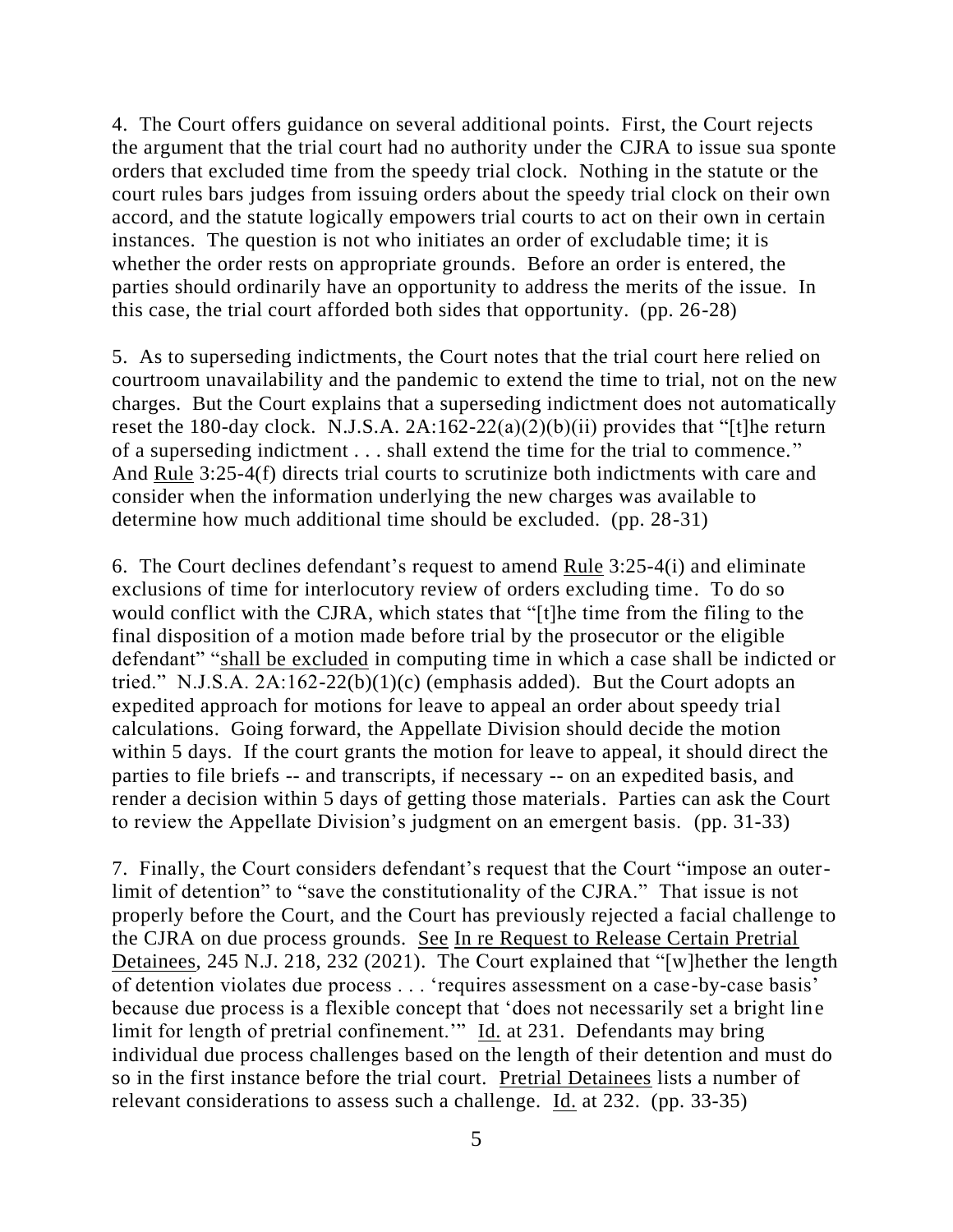4. The Court offers guidance on several additional points. First, the Court rejects the argument that the trial court had no authority under the CJRA to issue sua sponte orders that excluded time from the speedy trial clock. Nothing in the statute or the court rules bars judges from issuing orders about the speedy trial clock on their own accord, and the statute logically empowers trial courts to act on their own in certain instances. The question is not who initiates an order of excludable time; it is whether the order rests on appropriate grounds. Before an order is entered, the parties should ordinarily have an opportunity to address the merits of the issue. In this case, the trial court afforded both sides that opportunity. (pp. 26-28)

5. As to superseding indictments, the Court notes that the trial court here relied on courtroom unavailability and the pandemic to extend the time to trial, not on the new charges. But the Court explains that a superseding indictment does not automatically reset the 180-day clock. N.J.S.A. 2A:162-22(a)(2)(b)(ii) provides that "[t]he return of a superseding indictment . . . shall extend the time for the trial to commence." And <u>Rule</u> 3:25-4(f) directs trial courts to scrutinize both indictments with care and consider when the information underlying the new charges was available to determine how much additional time should be excluded. (pp. 28-31)

6. The Court declines defendant's request to amend <u>Rule</u> 3:25-4(i) and eliminate exclusions of time for interlocutory review of orders excluding time. To do so would conflict with the CJRA, which states that "[t]he time from the filing to the final disposition of a motion made before trial by the prosecutor or the eligible defendant" "<u>shall be excluded</u> in computing time in which a case shall be indicted or tried." N.J.S.A. 2A:162-22(b)(1)(c) (emphasis added). But the Court adopts an expedited approach for motions for leave to appeal an order about speedy trial calculations. Going forward, the Appellate Division should decide the motion within 5 days. If the court grants the motion for leave to appeal, it should direct the parties to file briefs -- and transcripts, if necessary -- on an expedited basis, and render a decision within 5 days of getting those materials. Parties can ask the Court to review the Appellate Division's judgment on an emergent basis. (pp. 31-33)

7. Finally, the Court considers defendant's request that the Court "impose an outer-limit of detention" to "save the constitutionality of the CJRA." That issue is not properly before the Court, and the Court has previously rejected a facial challenge to the CJRA on due process grounds. <u>See In re Request to Release Certain Pretrial Detainees</u>, 245 N.J. 218, 232 (2021). The Court explained that "[w]hether the length of detention violates due process . . . 'requires assessment on a case-by-case basis' because due process is a flexible concept that 'does not necessarily set a bright line limit for length of pretrial confinement.'" <u>Id.</u> at 231. Defendants may bring individual due process challenges based on the length of their detention and must do so in the first instance before the trial court. <u>Pretrial Detainees</u> lists a number of relevant considerations to assess such a challenge. <u>Id.</u> at 232. (pp. 33-35)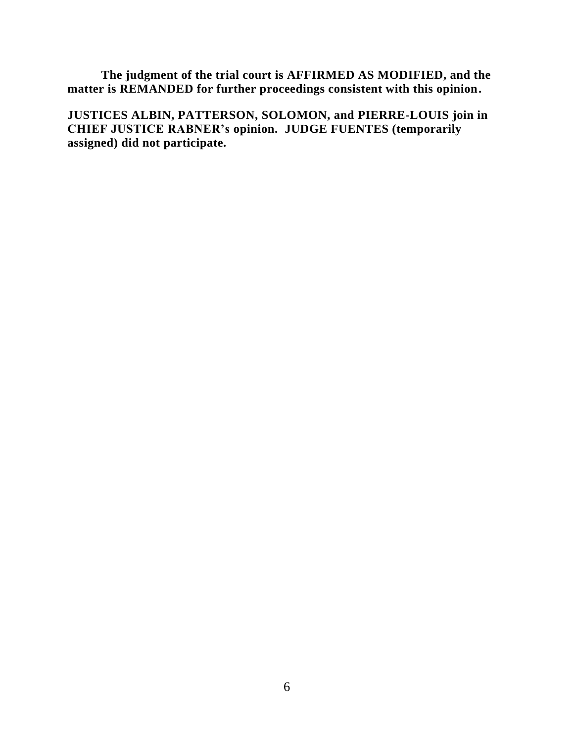**The judgment of the trial court is AFFIRMED AS MODIFIED, and the matter is REMANDED for further proceedings consistent with this opinion.**

**JUSTICES ALBIN, PATTERSON, SOLOMON, and PIERRE-LOUIS join in CHIEF JUSTICE RABNER's opinion. JUDGE FUENTES (temporarily assigned) did not participate.**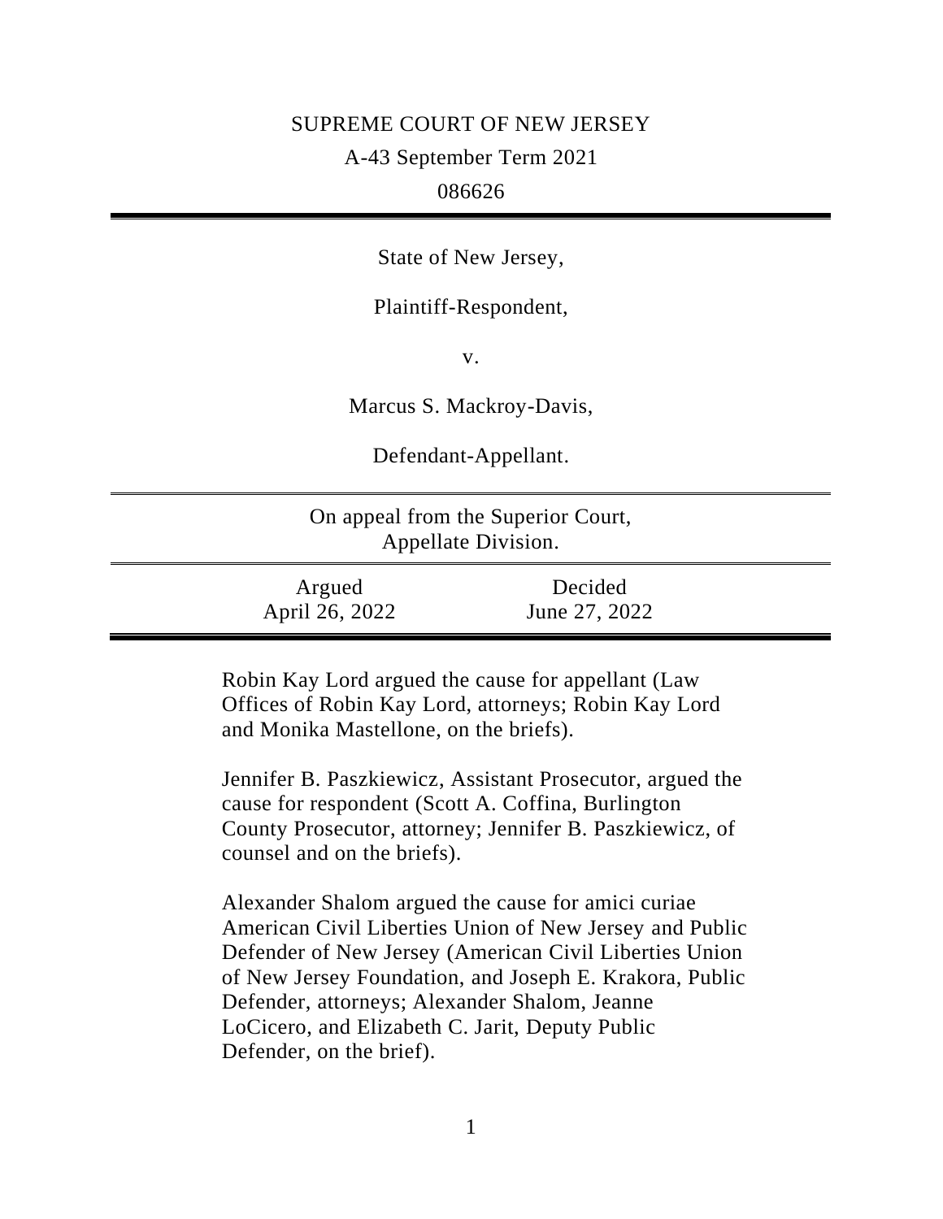SUPREME COURT OF NEW JERSEY

A-43 September Term 2021

086626

---

State of New Jersey,

Plaintiff-Respondent,

v.

Marcus S. Mackroy-Davis,

Defendant-Appellant.

---

On appeal from the Superior Court, Appellate Division.

---

| Argued | Decided |
|---|---|
| April 26, 2022 | June 27, 2022 |

---

Robin Kay Lord argued the cause for appellant (Law Offices of Robin Kay Lord, attorneys; Robin Kay Lord and Monika Mastellone, on the briefs).

Jennifer B. Paszkiewicz, Assistant Prosecutor, argued the cause for respondent (Scott A. Coffina, Burlington County Prosecutor, attorney; Jennifer B. Paszkiewicz, of counsel and on the briefs).

Alexander Shalom argued the cause for amici curiae American Civil Liberties Union of New Jersey and Public Defender of New Jersey (American Civil Liberties Union of New Jersey Foundation, and Joseph E. Krakora, Public Defender, attorneys; Alexander Shalom, Jeanne LoCicero, and Elizabeth C. Jarit, Deputy Public Defender, on the brief).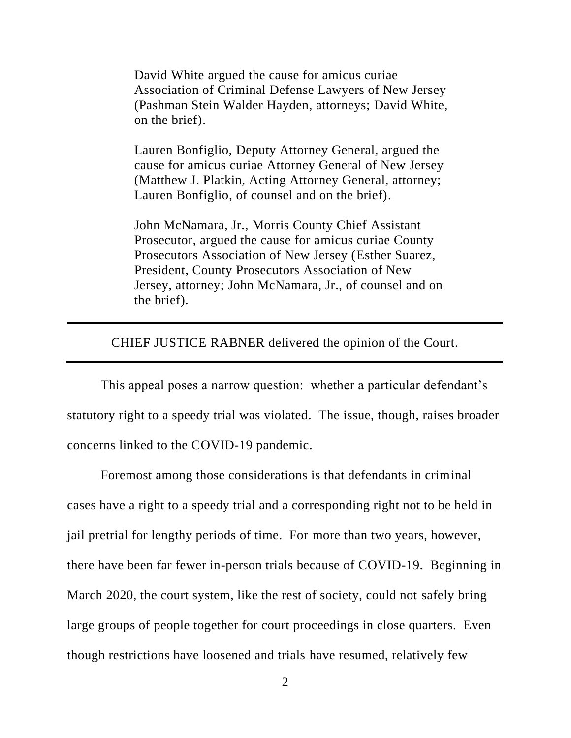David White argued the cause for amicus curiae Association of Criminal Defense Lawyers of New Jersey (Pashman Stein Walder Hayden, attorneys; David White, on the brief).

Lauren Bonfiglio, Deputy Attorney General, argued the cause for amicus curiae Attorney General of New Jersey (Matthew J. Platkin, Acting Attorney General, attorney; Lauren Bonfiglio, of counsel and on the brief).

John McNamara, Jr., Morris County Chief Assistant Prosecutor, argued the cause for amicus curiae County Prosecutors Association of New Jersey (Esther Suarez, President, County Prosecutors Association of New Jersey, attorney; John McNamara, Jr., of counsel and on the brief).

---

CHIEF JUSTICE RABNER delivered the opinion of the Court.

---

This appeal poses a narrow question: whether a particular defendant's statutory right to a speedy trial was violated. The issue, though, raises broader concerns linked to the COVID-19 pandemic.

Foremost among those considerations is that defendants in criminal cases have a right to a speedy trial and a corresponding right not to be held in jail pretrial for lengthy periods of time. For more than two years, however, there have been far fewer in-person trials because of COVID-19. Beginning in March 2020, the court system, like the rest of society, could not safely bring large groups of people together for court proceedings in close quarters. Even though restrictions have loosened and trials have resumed, relatively few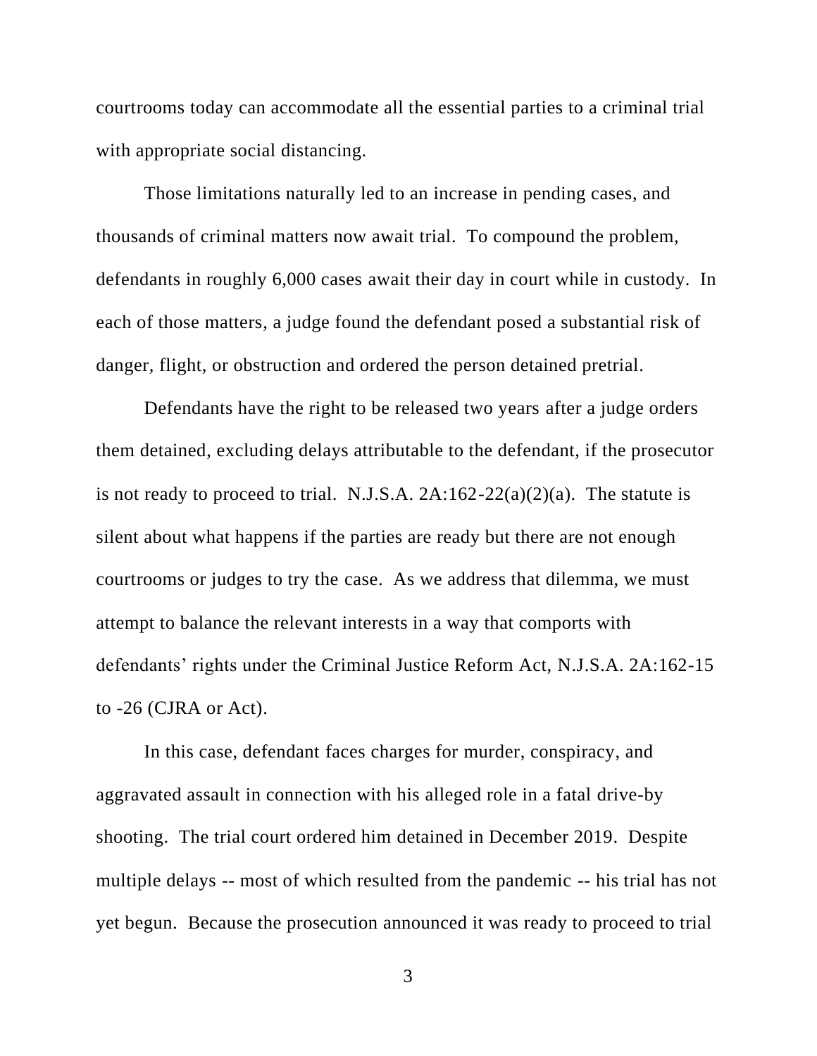courtrooms today can accommodate all the essential parties to a criminal trial with appropriate social distancing.

Those limitations naturally led to an increase in pending cases, and thousands of criminal matters now await trial. To compound the problem, defendants in roughly 6,000 cases await their day in court while in custody. In each of those matters, a judge found the defendant posed a substantial risk of danger, flight, or obstruction and ordered the person detained pretrial.

Defendants have the right to be released two years after a judge orders them detained, excluding delays attributable to the defendant, if the prosecutor is not ready to proceed to trial. N.J.S.A. 2A:162-22(a)(2)(a). The statute is silent about what happens if the parties are ready but there are not enough courtrooms or judges to try the case. As we address that dilemma, we must attempt to balance the relevant interests in a way that comports with defendants' rights under the Criminal Justice Reform Act, N.J.S.A. 2A:162-15 to -26 (CJRA or Act).

In this case, defendant faces charges for murder, conspiracy, and aggravated assault in connection with his alleged role in a fatal drive-by shooting. The trial court ordered him detained in December 2019. Despite multiple delays -- most of which resulted from the pandemic -- his trial has not yet begun. Because the prosecution announced it was ready to proceed to trial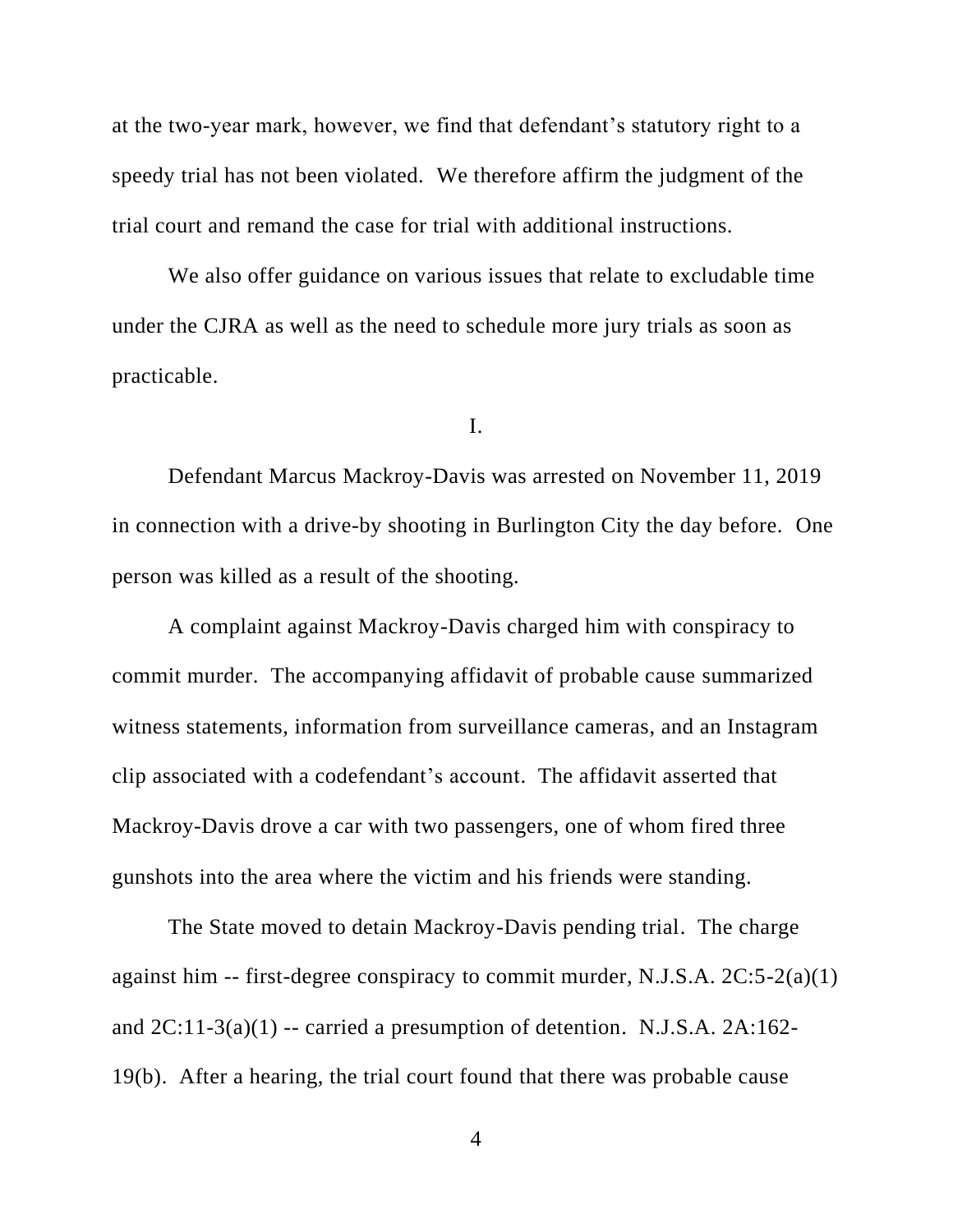at the two-year mark, however, we find that defendant's statutory right to a speedy trial has not been violated. We therefore affirm the judgment of the trial court and remand the case for trial with additional instructions.

We also offer guidance on various issues that relate to excludable time under the CJRA as well as the need to schedule more jury trials as soon as practicable.

I.

Defendant Marcus Mackroy-Davis was arrested on November 11, 2019 in connection with a drive-by shooting in Burlington City the day before. One person was killed as a result of the shooting.

A complaint against Mackroy-Davis charged him with conspiracy to commit murder. The accompanying affidavit of probable cause summarized witness statements, information from surveillance cameras, and an Instagram clip associated with a codefendant's account. The affidavit asserted that Mackroy-Davis drove a car with two passengers, one of whom fired three gunshots into the area where the victim and his friends were standing.

The State moved to detain Mackroy-Davis pending trial. The charge against him -- first-degree conspiracy to commit murder, N.J.S.A. 2C:5-2(a)(1) and 2C:11-3(a)(1) -- carried a presumption of detention. N.J.S.A. 2A:162-19(b). After a hearing, the trial court found that there was probable cause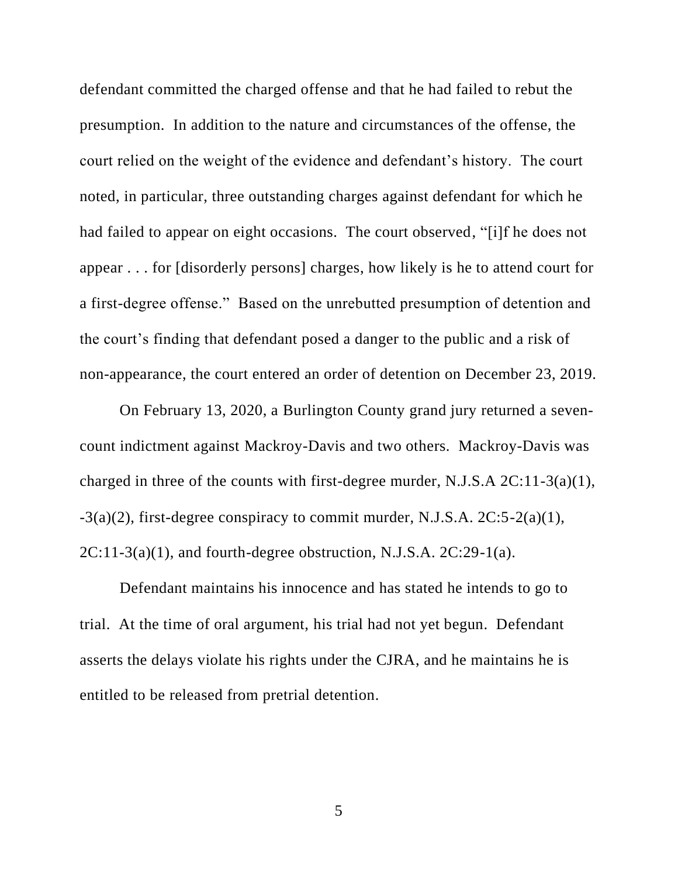defendant committed the charged offense and that he had failed to rebut the presumption. In addition to the nature and circumstances of the offense, the court relied on the weight of the evidence and defendant's history. The court noted, in particular, three outstanding charges against defendant for which he had failed to appear on eight occasions. The court observed, "[i]f he does not appear . . . for [disorderly persons] charges, how likely is he to attend court for a first-degree offense." Based on the unrebutted presumption of detention and the court's finding that defendant posed a danger to the public and a risk of non-appearance, the court entered an order of detention on December 23, 2019.

On February 13, 2020, a Burlington County grand jury returned a seven-count indictment against Mackroy-Davis and two others. Mackroy-Davis was charged in three of the counts with first-degree murder, N.J.S.A 2C:11-3(a)(1), -3(a)(2), first-degree conspiracy to commit murder, N.J.S.A. 2C:5-2(a)(1), 2C:11-3(a)(1), and fourth-degree obstruction, N.J.S.A. 2C:29-1(a).

Defendant maintains his innocence and has stated he intends to go to trial. At the time of oral argument, his trial had not yet begun. Defendant asserts the delays violate his rights under the CJRA, and he maintains he is entitled to be released from pretrial detention.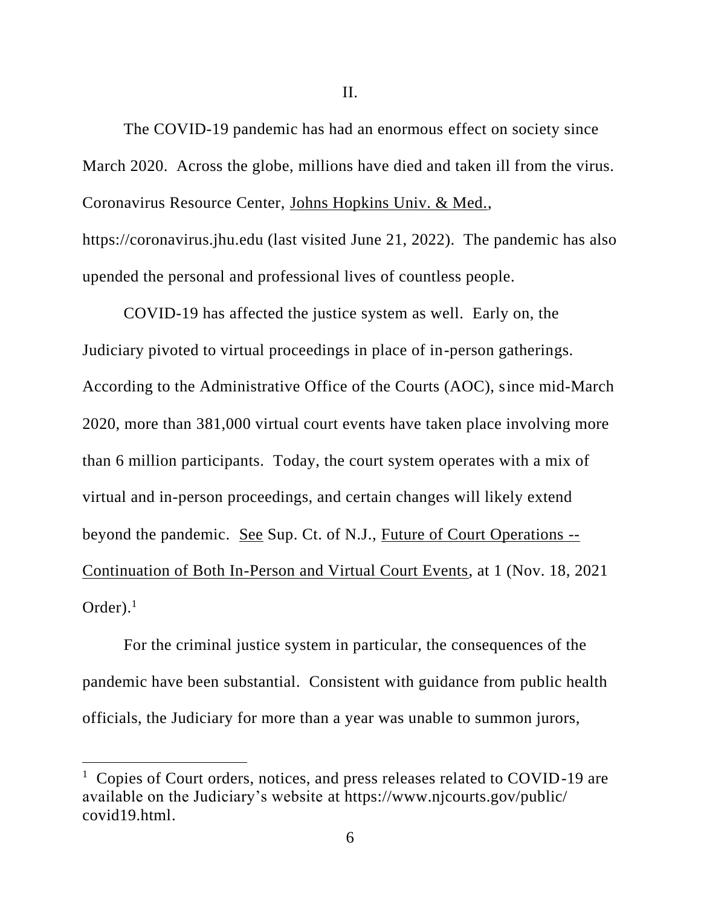## II.

The COVID-19 pandemic has had an enormous effect on society since March 2020. Across the globe, millions have died and taken ill from the virus. Coronavirus Resource Center, Johns Hopkins Univ. & Med., https://coronavirus.jhu.edu (last visited June 21, 2022). The pandemic has also upended the personal and professional lives of countless people.

COVID-19 has affected the justice system as well. Early on, the Judiciary pivoted to virtual proceedings in place of in-person gatherings. According to the Administrative Office of the Courts (AOC), since mid-March 2020, more than 381,000 virtual court events have taken place involving more than 6 million participants. Today, the court system operates with a mix of virtual and in-person proceedings, and certain changes will likely extend beyond the pandemic. See Sup. Ct. of N.J., Future of Court Operations -- Continuation of Both In-Person and Virtual Court Events, at 1 (Nov. 18, 2021 Order).[1]

For the criminal justice system in particular, the consequences of the pandemic have been substantial. Consistent with guidance from public health officials, the Judiciary for more than a year was unable to summon jurors,

---

[1] Copies of Court orders, notices, and press releases related to COVID-19 are available on the Judiciary's website at https://www.njcourts.gov/public/covid19.html.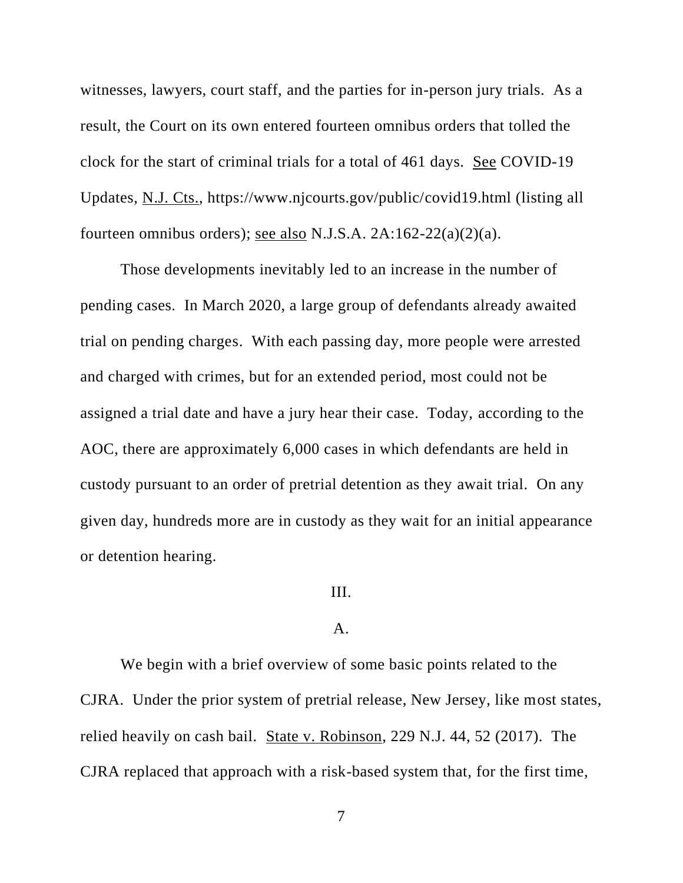witnesses, lawyers, court staff, and the parties for in-person jury trials. As a result, the Court on its own entered fourteen omnibus orders that tolled the clock for the start of criminal trials for a total of 461 days. See COVID-19 Updates, N.J. Cts., https://www.njcourts.gov/public/covid19.html (listing all fourteen omnibus orders); see also N.J.S.A. 2A:162-22(a)(2)(a).

Those developments inevitably led to an increase in the number of pending cases. In March 2020, a large group of defendants already awaited trial on pending charges. With each passing day, more people were arrested and charged with crimes, but for an extended period, most could not be assigned a trial date and have a jury hear their case. Today, according to the AOC, there are approximately 6,000 cases in which defendants are held in custody pursuant to an order of pretrial detention as they await trial. On any given day, hundreds more are in custody as they wait for an initial appearance or detention hearing.

## III.

### A.

We begin with a brief overview of some basic points related to the CJRA. Under the prior system of pretrial release, New Jersey, like most states, relied heavily on cash bail. State v. Robinson, 229 N.J. 44, 52 (2017). The CJRA replaced that approach with a risk-based system that, for the first time,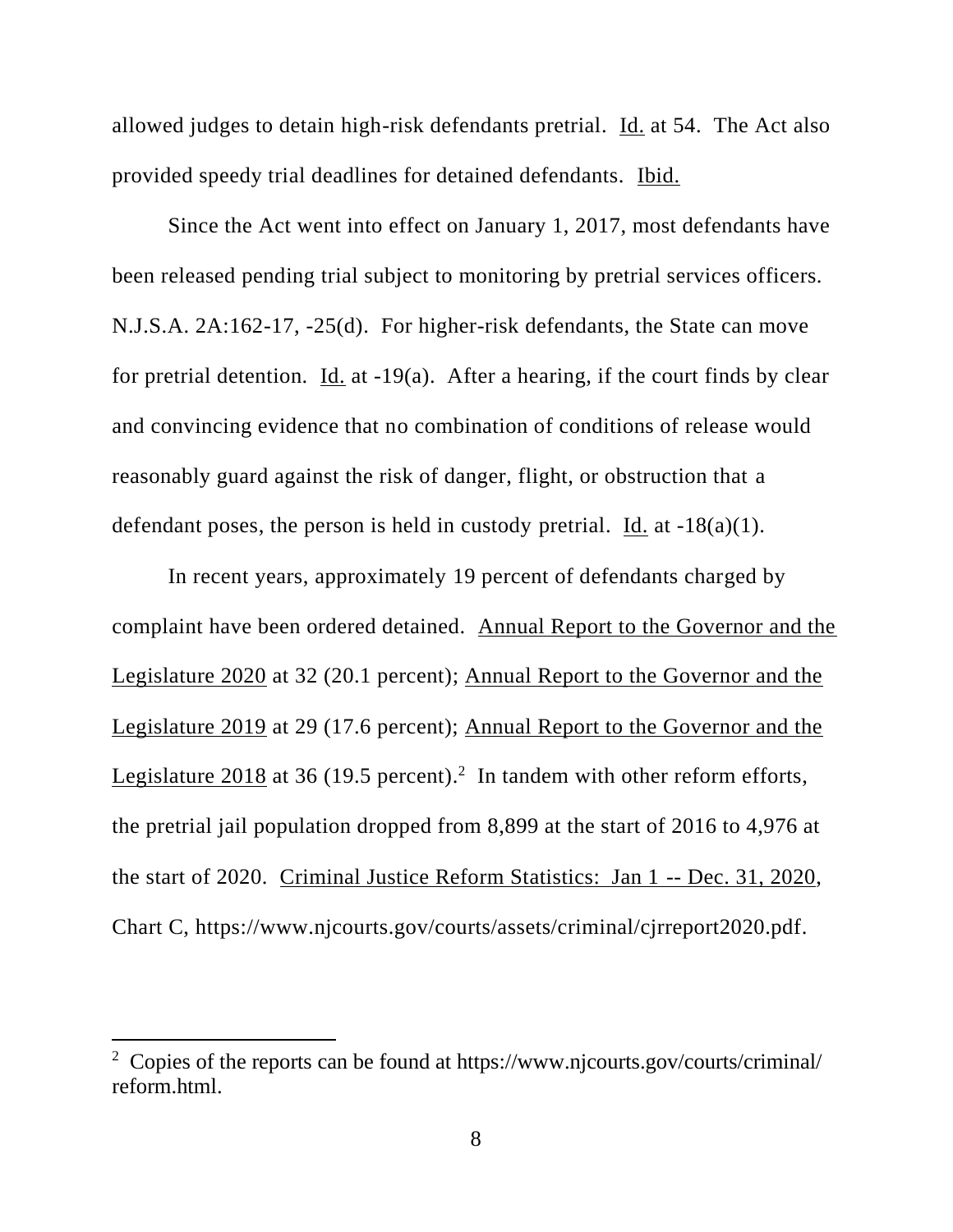allowed judges to detain high-risk defendants pretrial. Id. at 54. The Act also provided speedy trial deadlines for detained defendants. Ibid.

Since the Act went into effect on January 1, 2017, most defendants have been released pending trial subject to monitoring by pretrial services officers. N.J.S.A. 2A:162-17, -25(d). For higher-risk defendants, the State can move for pretrial detention. Id. at -19(a). After a hearing, if the court finds by clear and convincing evidence that no combination of conditions of release would reasonably guard against the risk of danger, flight, or obstruction that a defendant poses, the person is held in custody pretrial. Id. at -18(a)(1).

In recent years, approximately 19 percent of defendants charged by complaint have been ordered detained. Annual Report to the Governor and the Legislature 2020 at 32 (20.1 percent); Annual Report to the Governor and the Legislature 2019 at 29 (17.6 percent); Annual Report to the Governor and the Legislature 2018 at 36 (19.5 percent).[2] In tandem with other reform efforts, the pretrial jail population dropped from 8,899 at the start of 2016 to 4,976 at the start of 2020. Criminal Justice Reform Statistics: Jan 1 -- Dec. 31, 2020, Chart C, https://www.njcourts.gov/courts/assets/criminal/cjrreport2020.pdf.

---

[2] Copies of the reports can be found at https://www.njcourts.gov/courts/criminal/reform.html.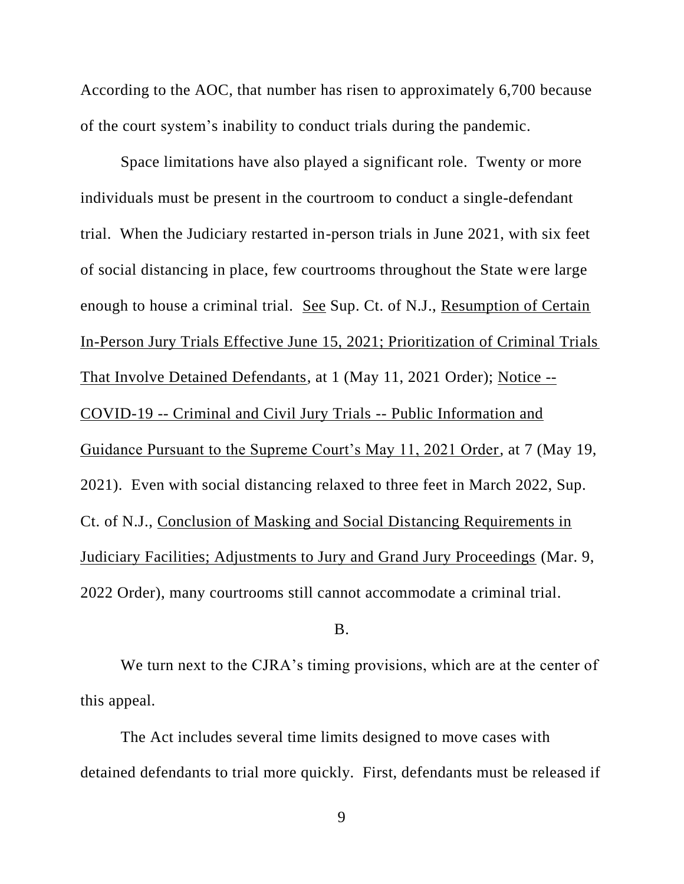According to the AOC, that number has risen to approximately 6,700 because of the court system's inability to conduct trials during the pandemic.

Space limitations have also played a significant role. Twenty or more individuals must be present in the courtroom to conduct a single-defendant trial. When the Judiciary restarted in-person trials in June 2021, with six feet of social distancing in place, few courtrooms throughout the State were large enough to house a criminal trial. See Sup. Ct. of N.J., Resumption of Certain In-Person Jury Trials Effective June 15, 2021; Prioritization of Criminal Trials That Involve Detained Defendants, at 1 (May 11, 2021 Order); Notice -- COVID-19 -- Criminal and Civil Jury Trials -- Public Information and Guidance Pursuant to the Supreme Court's May 11, 2021 Order, at 7 (May 19, 2021). Even with social distancing relaxed to three feet in March 2022, Sup. Ct. of N.J., Conclusion of Masking and Social Distancing Requirements in Judiciary Facilities; Adjustments to Jury and Grand Jury Proceedings (Mar. 9, 2022 Order), many courtrooms still cannot accommodate a criminal trial.

B.

We turn next to the CJRA's timing provisions, which are at the center of this appeal.

The Act includes several time limits designed to move cases with detained defendants to trial more quickly. First, defendants must be released if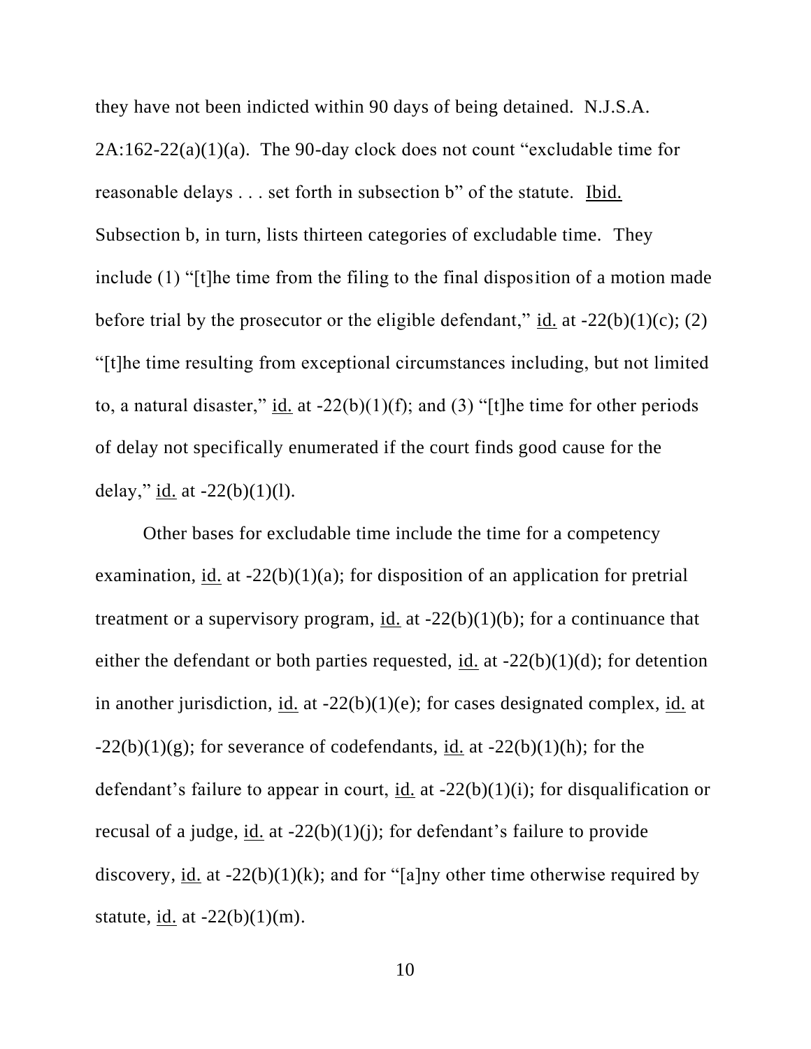they have not been indicted within 90 days of being detained. N.J.S.A. 2A:162-22(a)(1)(a). The 90-day clock does not count "excludable time for reasonable delays . . . set forth in subsection b" of the statute. Ibid. Subsection b, in turn, lists thirteen categories of excludable time. They include (1) "[t]he time from the filing to the final disposition of a motion made before trial by the prosecutor or the eligible defendant," id. at -22(b)(1)(c); (2) "[t]he time resulting from exceptional circumstances including, but not limited to, a natural disaster," id. at -22(b)(1)(f); and (3) "[t]he time for other periods of delay not specifically enumerated if the court finds good cause for the delay," id. at -22(b)(1)(l).

Other bases for excludable time include the time for a competency examination, id. at -22(b)(1)(a); for disposition of an application for pretrial treatment or a supervisory program, id. at -22(b)(1)(b); for a continuance that either the defendant or both parties requested, id. at -22(b)(1)(d); for detention in another jurisdiction, id. at -22(b)(1)(e); for cases designated complex, id. at -22(b)(1)(g); for severance of codefendants, id. at -22(b)(1)(h); for the defendant's failure to appear in court, id. at -22(b)(1)(i); for disqualification or recusal of a judge, id. at -22(b)(1)(j); for defendant's failure to provide discovery, id. at -22(b)(1)(k); and for "[a]ny other time otherwise required by statute, id. at -22(b)(1)(m).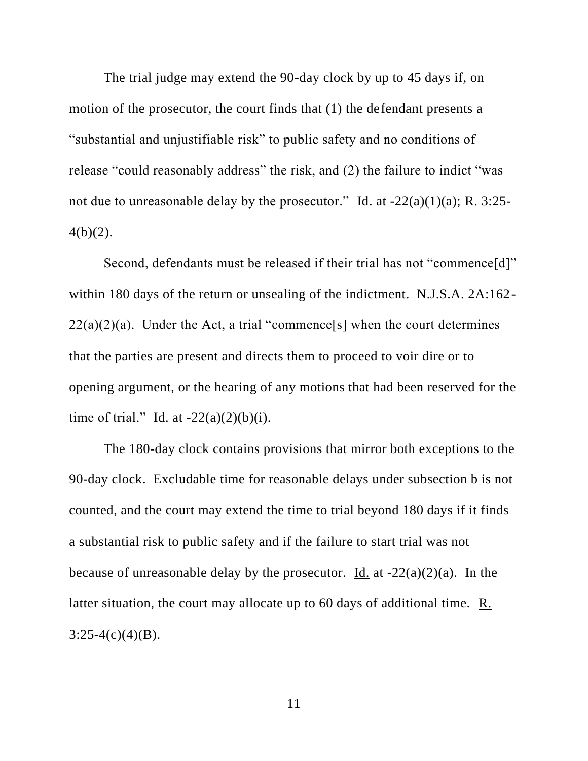The trial judge may extend the 90-day clock by up to 45 days if, on motion of the prosecutor, the court finds that (1) the defendant presents a "substantial and unjustifiable risk" to public safety and no conditions of release "could reasonably address" the risk, and (2) the failure to indict "was not due to unreasonable delay by the prosecutor." Id. at -22(a)(1)(a); R. 3:25-4(b)(2).

Second, defendants must be released if their trial has not "commence[d]" within 180 days of the return or unsealing of the indictment. N.J.S.A. 2A:162-22(a)(2)(a). Under the Act, a trial "commence[s] when the court determines that the parties are present and directs them to proceed to voir dire or to opening argument, or the hearing of any motions that had been reserved for the time of trial." Id. at -22(a)(2)(b)(i).

The 180-day clock contains provisions that mirror both exceptions to the 90-day clock. Excludable time for reasonable delays under subsection b is not counted, and the court may extend the time to trial beyond 180 days if it finds a substantial risk to public safety and if the failure to start trial was not because of unreasonable delay by the prosecutor. Id. at -22(a)(2)(a). In the latter situation, the court may allocate up to 60 days of additional time. R. 3:25-4(c)(4)(B).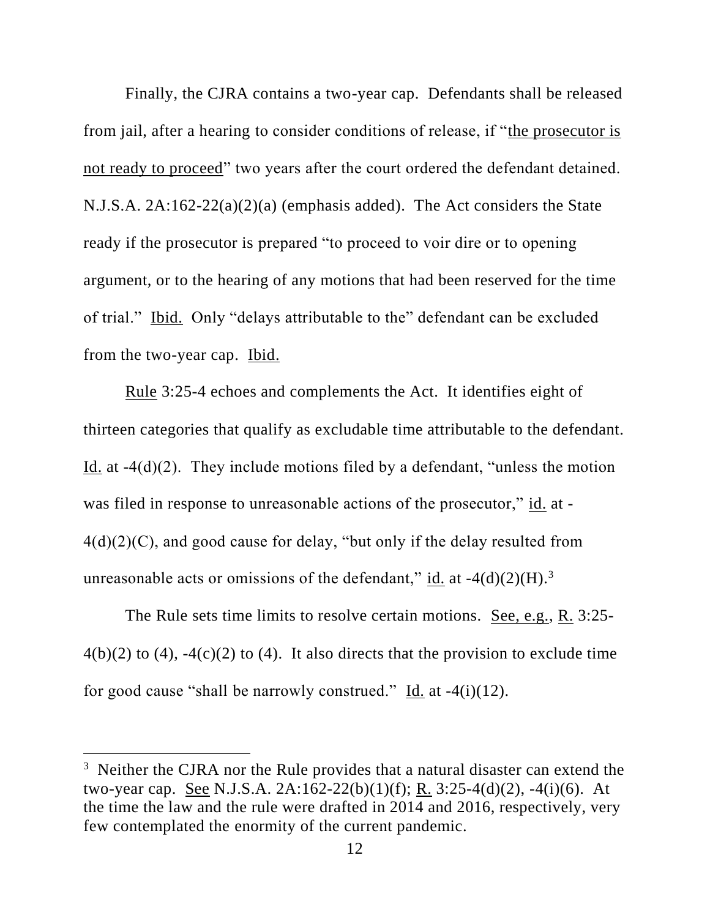Finally, the CJRA contains a two-year cap. Defendants shall be released from jail, after a hearing to consider conditions of release, if "the prosecutor is not ready to proceed" two years after the court ordered the defendant detained. N.J.S.A. 2A:162-22(a)(2)(a) (emphasis added). The Act considers the State ready if the prosecutor is prepared "to proceed to voir dire or to opening argument, or to the hearing of any motions that had been reserved for the time of trial." Ibid. Only "delays attributable to the" defendant can be excluded from the two-year cap. Ibid.

Rule 3:25-4 echoes and complements the Act. It identifies eight of thirteen categories that qualify as excludable time attributable to the defendant. Id. at -4(d)(2). They include motions filed by a defendant, "unless the motion was filed in response to unreasonable actions of the prosecutor," id. at -4(d)(2)(C), and good cause for delay, "but only if the delay resulted from unreasonable acts or omissions of the defendant," id. at -4(d)(2)(H).[3]

The Rule sets time limits to resolve certain motions. See, e.g., R. 3:25-4(b)(2) to (4), -4(c)(2) to (4). It also directs that the provision to exclude time for good cause "shall be narrowly construed." Id. at -4(i)(12).

---

[3] Neither the CJRA nor the Rule provides that a natural disaster can extend the two-year cap. See N.J.S.A. 2A:162-22(b)(1)(f); R. 3:25-4(d)(2), -4(i)(6). At the time the law and the rule were drafted in 2014 and 2016, respectively, very few contemplated the enormity of the current pandemic.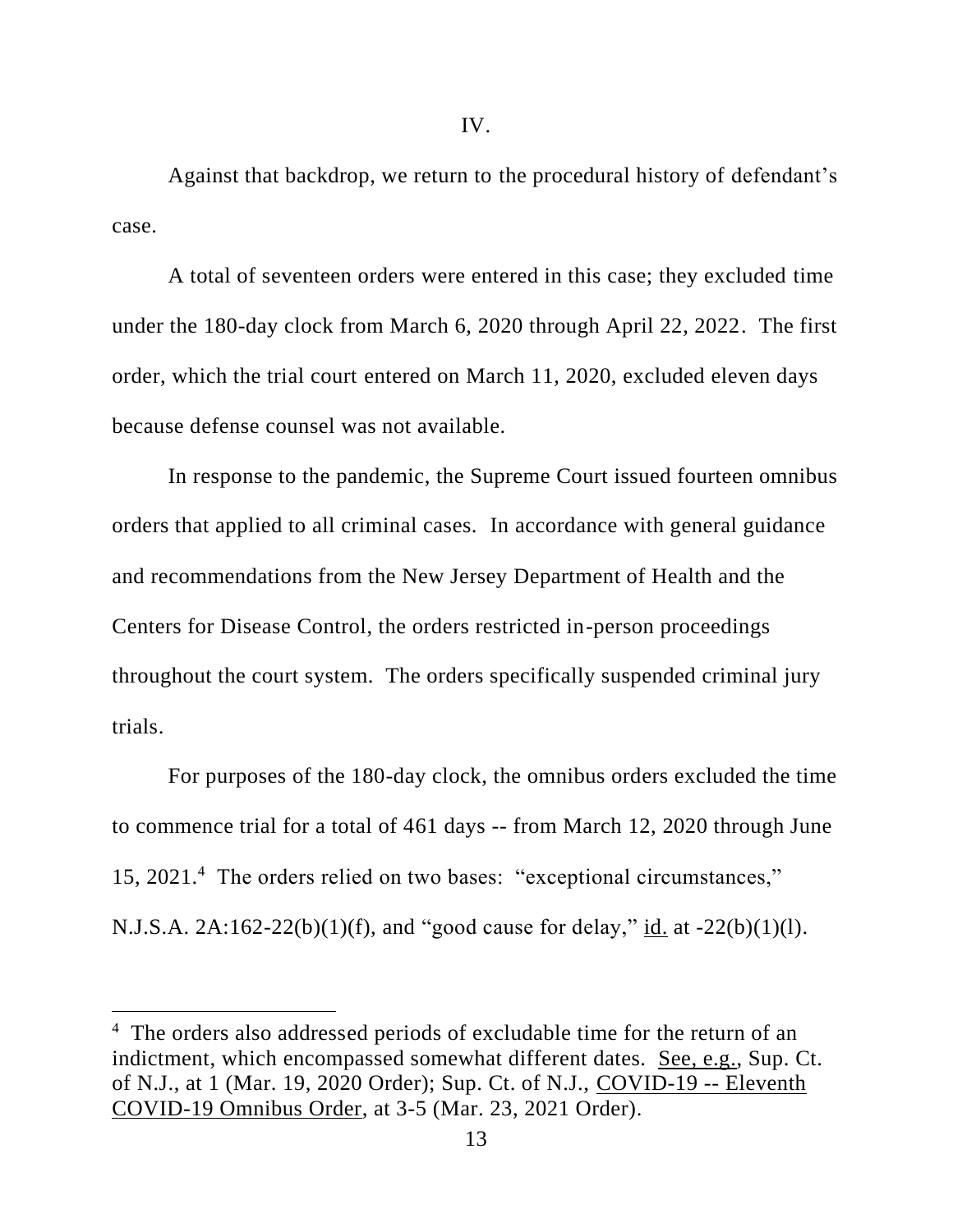IV.

Against that backdrop, we return to the procedural history of defendant's case.

A total of seventeen orders were entered in this case; they excluded time under the 180-day clock from March 6, 2020 through April 22, 2022. The first order, which the trial court entered on March 11, 2020, excluded eleven days because defense counsel was not available.

In response to the pandemic, the Supreme Court issued fourteen omnibus orders that applied to all criminal cases. In accordance with general guidance and recommendations from the New Jersey Department of Health and the Centers for Disease Control, the orders restricted in-person proceedings throughout the court system. The orders specifically suspended criminal jury trials.

For purposes of the 180-day clock, the omnibus orders excluded the time to commence trial for a total of 461 days -- from March 12, 2020 through June 15, 2021.[4] The orders relied on two bases: "exceptional circumstances," N.J.S.A. 2A:162-22(b)(1)(f), and "good cause for delay," id. at -22(b)(1)(l).

---

[4] The orders also addressed periods of excludable time for the return of an indictment, which encompassed somewhat different dates. See, e.g., Sup. Ct. of N.J., at 1 (Mar. 19, 2020 Order); Sup. Ct. of N.J., COVID-19 -- Eleventh COVID-19 Omnibus Order, at 3-5 (Mar. 23, 2021 Order).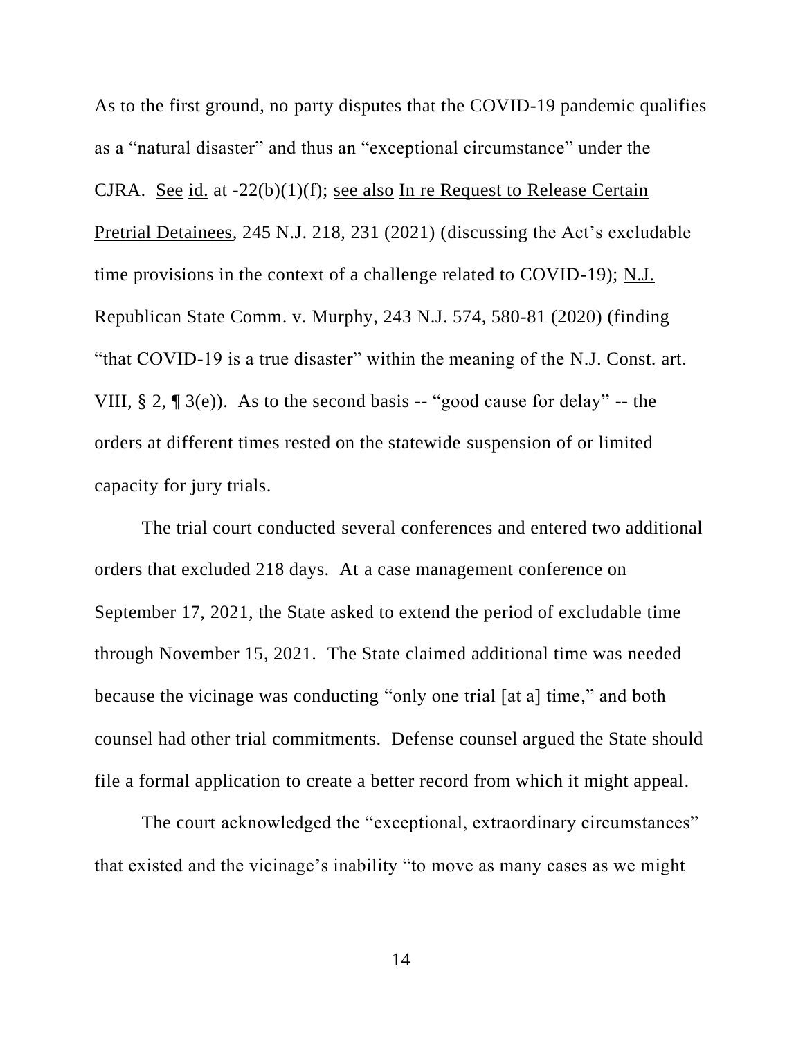As to the first ground, no party disputes that the COVID-19 pandemic qualifies as a "natural disaster" and thus an "exceptional circumstance" under the CJRA. See id. at -22(b)(1)(f); see also In re Request to Release Certain Pretrial Detainees, 245 N.J. 218, 231 (2021) (discussing the Act's excludable time provisions in the context of a challenge related to COVID-19); N.J. Republican State Comm. v. Murphy, 243 N.J. 574, 580-81 (2020) (finding "that COVID-19 is a true disaster" within the meaning of the N.J. Const. art. VIII, § 2, ¶ 3(e)). As to the second basis -- "good cause for delay" -- the orders at different times rested on the statewide suspension of or limited capacity for jury trials.

The trial court conducted several conferences and entered two additional orders that excluded 218 days. At a case management conference on September 17, 2021, the State asked to extend the period of excludable time through November 15, 2021. The State claimed additional time was needed because the vicinage was conducting "only one trial [at a] time," and both counsel had other trial commitments. Defense counsel argued the State should file a formal application to create a better record from which it might appeal.

The court acknowledged the "exceptional, extraordinary circumstances" that existed and the vicinage's inability "to move as many cases as we might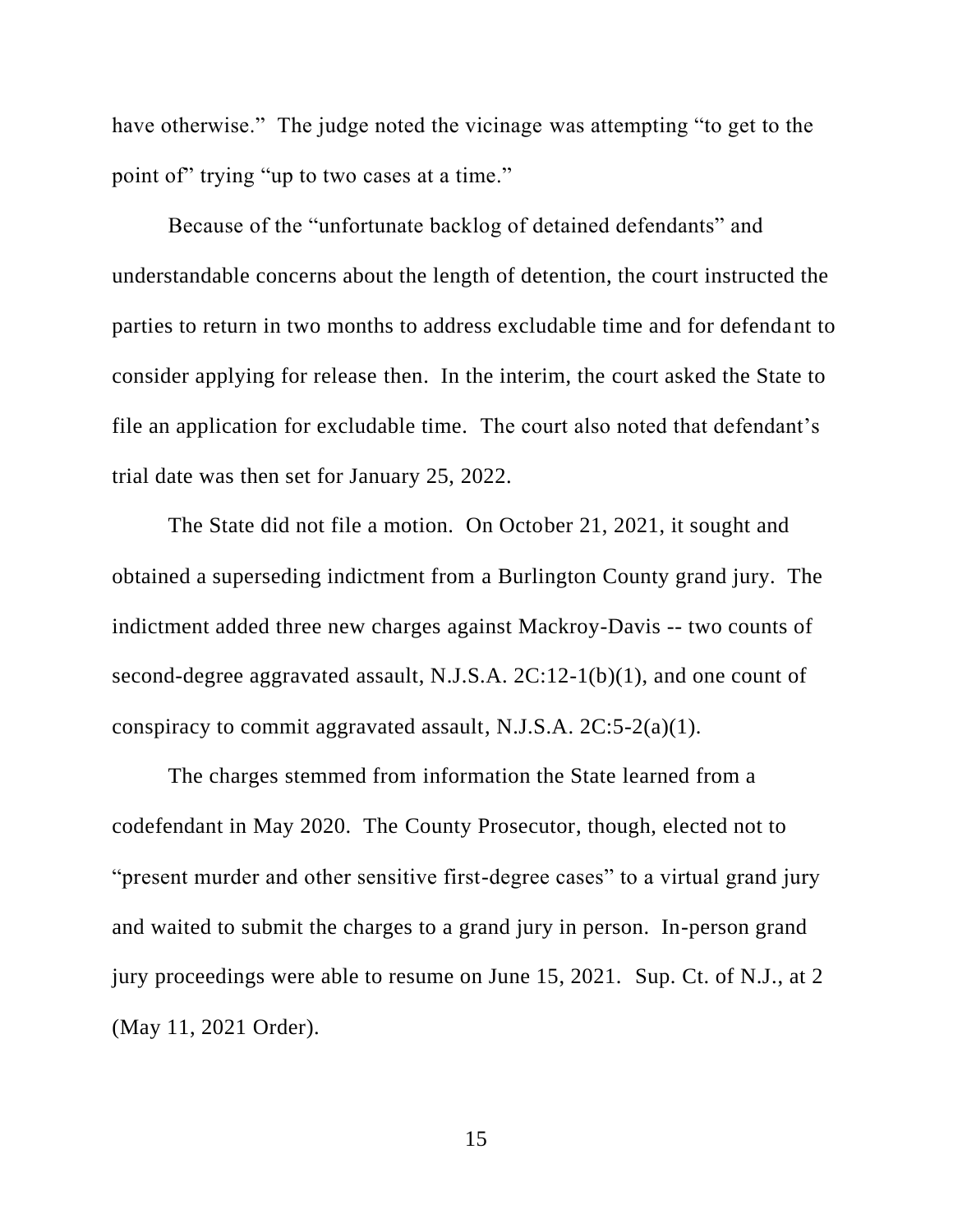have otherwise." The judge noted the vicinage was attempting "to get to the point of" trying "up to two cases at a time."

Because of the "unfortunate backlog of detained defendants" and understandable concerns about the length of detention, the court instructed the parties to return in two months to address excludable time and for defendant to consider applying for release then. In the interim, the court asked the State to file an application for excludable time. The court also noted that defendant's trial date was then set for January 25, 2022.

The State did not file a motion. On October 21, 2021, it sought and obtained a superseding indictment from a Burlington County grand jury. The indictment added three new charges against Mackroy-Davis -- two counts of second-degree aggravated assault, N.J.S.A. 2C:12-1(b)(1), and one count of conspiracy to commit aggravated assault, N.J.S.A. 2C:5-2(a)(1).

The charges stemmed from information the State learned from a codefendant in May 2020. The County Prosecutor, though, elected not to "present murder and other sensitive first-degree cases" to a virtual grand jury and waited to submit the charges to a grand jury in person. In-person grand jury proceedings were able to resume on June 15, 2021. Sup. Ct. of N.J., at 2 (May 11, 2021 Order).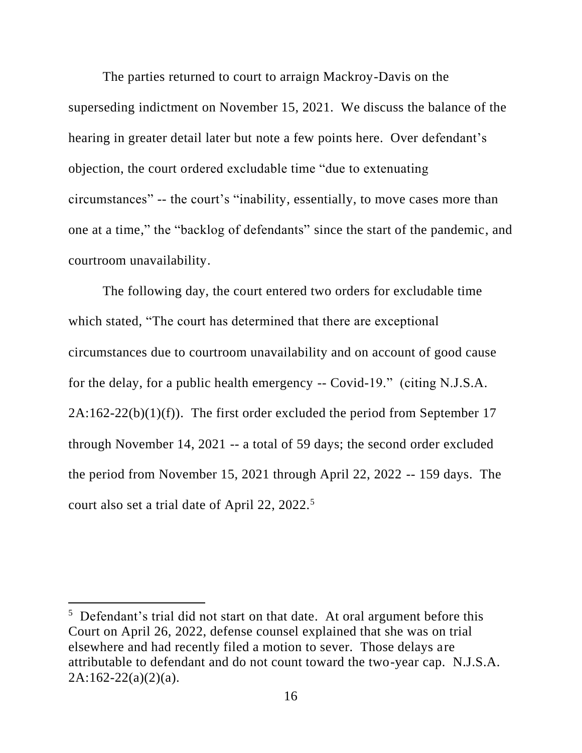The parties returned to court to arraign Mackroy-Davis on the superseding indictment on November 15, 2021. We discuss the balance of the hearing in greater detail later but note a few points here. Over defendant's objection, the court ordered excludable time "due to extenuating circumstances" -- the court's "inability, essentially, to move cases more than one at a time," the "backlog of defendants" since the start of the pandemic, and courtroom unavailability.

The following day, the court entered two orders for excludable time which stated, "The court has determined that there are exceptional circumstances due to courtroom unavailability and on account of good cause for the delay, for a public health emergency -- Covid-19." (citing N.J.S.A. 2A:162-22(b)(1)(f)). The first order excluded the period from September 17 through November 14, 2021 -- a total of 59 days; the second order excluded the period from November 15, 2021 through April 22, 2022 -- 159 days. The court also set a trial date of April 22, 2022.[5]

---

[5] Defendant's trial did not start on that date. At oral argument before this Court on April 26, 2022, defense counsel explained that she was on trial elsewhere and had recently filed a motion to sever. Those delays are attributable to defendant and do not count toward the two-year cap. N.J.S.A. 2A:162-22(a)(2)(a).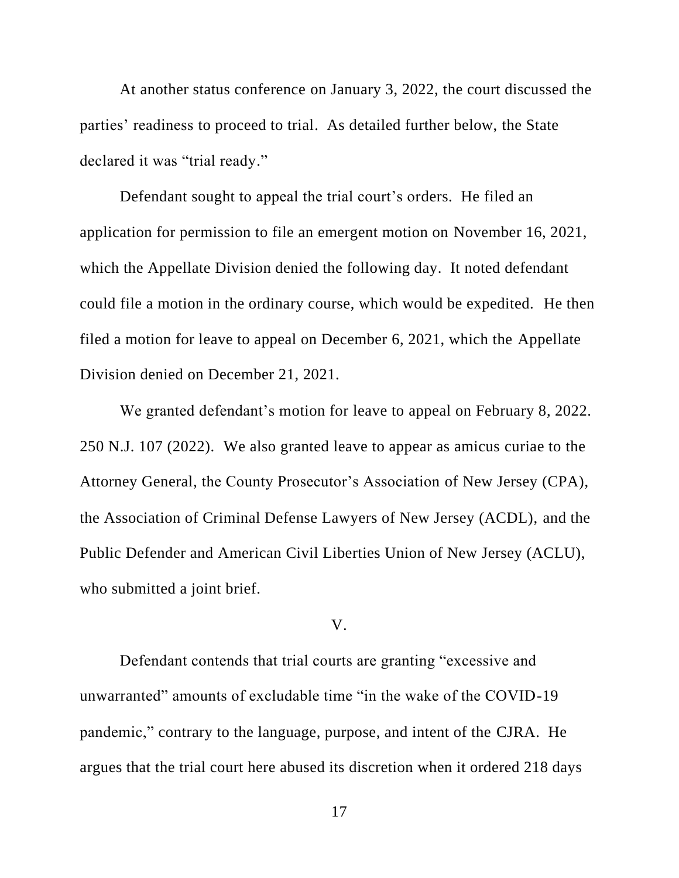At another status conference on January 3, 2022, the court discussed the parties' readiness to proceed to trial. As detailed further below, the State declared it was "trial ready."

Defendant sought to appeal the trial court's orders. He filed an application for permission to file an emergent motion on November 16, 2021, which the Appellate Division denied the following day. It noted defendant could file a motion in the ordinary course, which would be expedited. He then filed a motion for leave to appeal on December 6, 2021, which the Appellate Division denied on December 21, 2021.

We granted defendant's motion for leave to appeal on February 8, 2022. 250 N.J. 107 (2022). We also granted leave to appear as amicus curiae to the Attorney General, the County Prosecutor's Association of New Jersey (CPA), the Association of Criminal Defense Lawyers of New Jersey (ACDL), and the Public Defender and American Civil Liberties Union of New Jersey (ACLU), who submitted a joint brief.

## V.

Defendant contends that trial courts are granting "excessive and unwarranted" amounts of excludable time "in the wake of the COVID-19 pandemic," contrary to the language, purpose, and intent of the CJRA. He argues that the trial court here abused its discretion when it ordered 218 days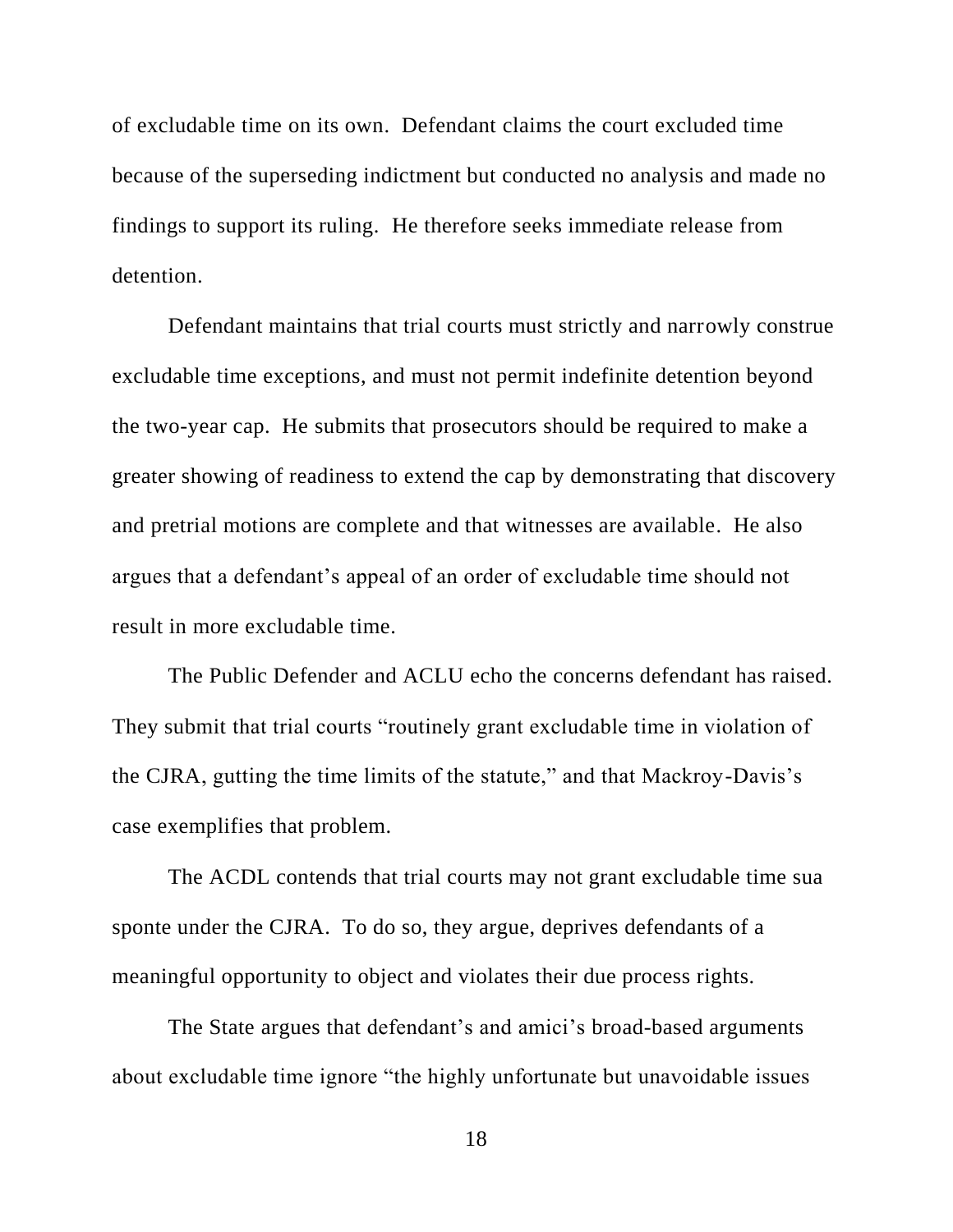of excludable time on its own. Defendant claims the court excluded time because of the superseding indictment but conducted no analysis and made no findings to support its ruling. He therefore seeks immediate release from detention.

Defendant maintains that trial courts must strictly and narrowly construe excludable time exceptions, and must not permit indefinite detention beyond the two-year cap. He submits that prosecutors should be required to make a greater showing of readiness to extend the cap by demonstrating that discovery and pretrial motions are complete and that witnesses are available. He also argues that a defendant's appeal of an order of excludable time should not result in more excludable time.

The Public Defender and ACLU echo the concerns defendant has raised. They submit that trial courts "routinely grant excludable time in violation of the CJRA, gutting the time limits of the statute," and that Mackroy-Davis's case exemplifies that problem.

The ACDL contends that trial courts may not grant excludable time sua sponte under the CJRA. To do so, they argue, deprives defendants of a meaningful opportunity to object and violates their due process rights.

The State argues that defendant's and amici's broad-based arguments about excludable time ignore "the highly unfortunate but unavoidable issues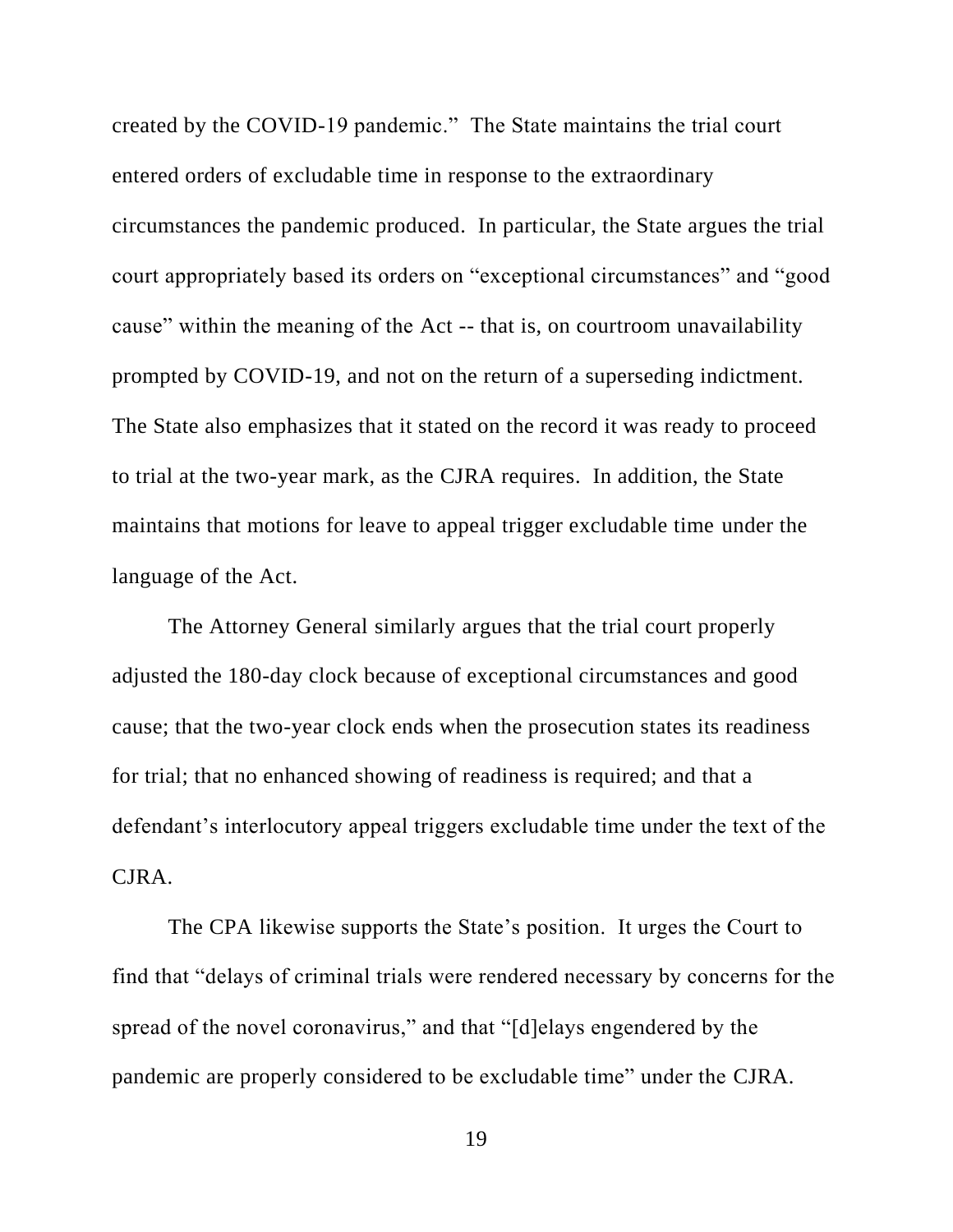created by the COVID-19 pandemic." The State maintains the trial court entered orders of excludable time in response to the extraordinary circumstances the pandemic produced. In particular, the State argues the trial court appropriately based its orders on "exceptional circumstances" and "good cause" within the meaning of the Act -- that is, on courtroom unavailability prompted by COVID-19, and not on the return of a superseding indictment. The State also emphasizes that it stated on the record it was ready to proceed to trial at the two-year mark, as the CJRA requires. In addition, the State maintains that motions for leave to appeal trigger excludable time under the language of the Act.

The Attorney General similarly argues that the trial court properly adjusted the 180-day clock because of exceptional circumstances and good cause; that the two-year clock ends when the prosecution states its readiness for trial; that no enhanced showing of readiness is required; and that a defendant's interlocutory appeal triggers excludable time under the text of the CJRA.

The CPA likewise supports the State's position. It urges the Court to find that "delays of criminal trials were rendered necessary by concerns for the spread of the novel coronavirus," and that "[d]elays engendered by the pandemic are properly considered to be excludable time" under the CJRA.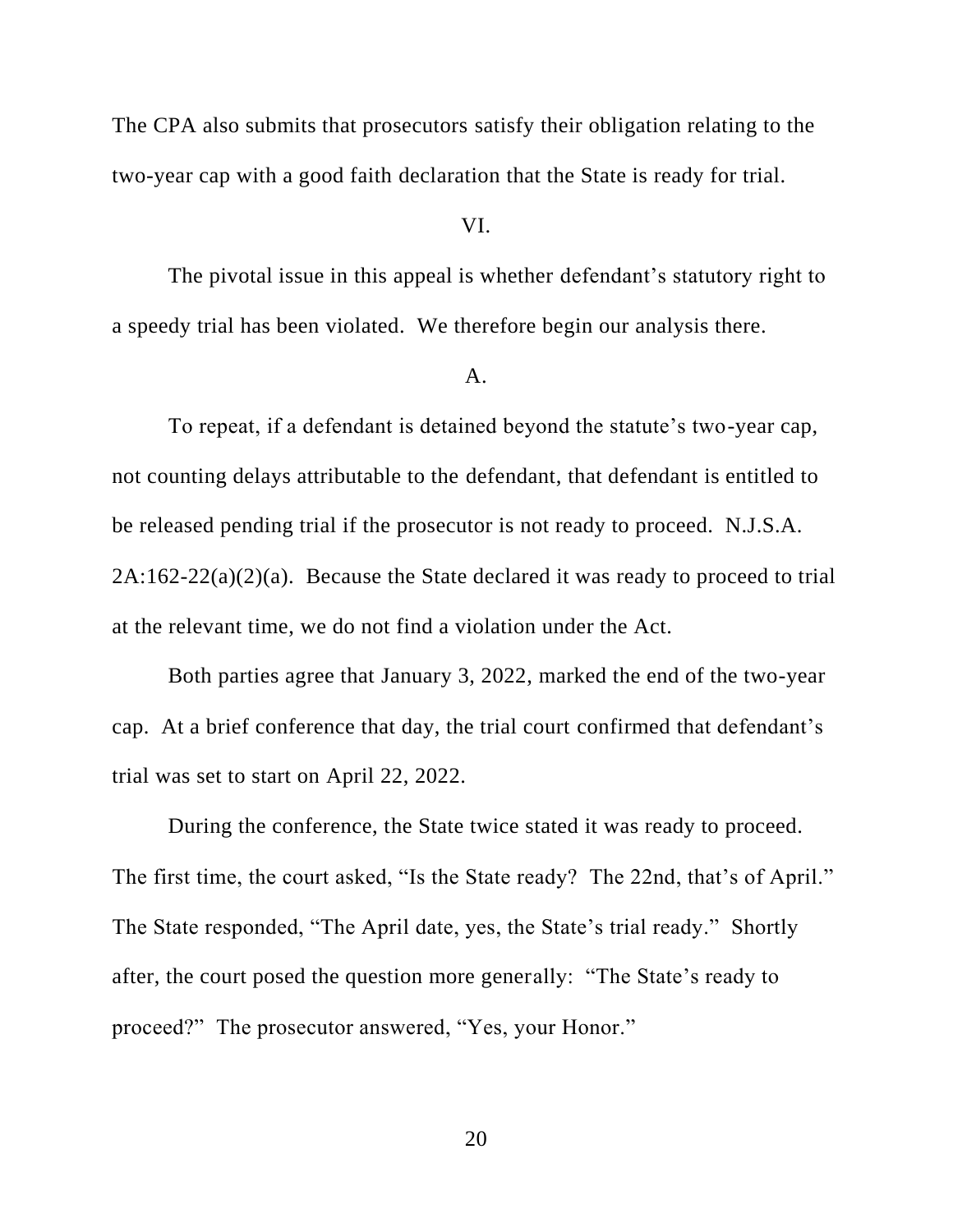The CPA also submits that prosecutors satisfy their obligation relating to the two-year cap with a good faith declaration that the State is ready for trial.

## VI.

The pivotal issue in this appeal is whether defendant's statutory right to a speedy trial has been violated. We therefore begin our analysis there.

### A.

To repeat, if a defendant is detained beyond the statute's two-year cap, not counting delays attributable to the defendant, that defendant is entitled to be released pending trial if the prosecutor is not ready to proceed. N.J.S.A. 2A:162-22(a)(2)(a). Because the State declared it was ready to proceed to trial at the relevant time, we do not find a violation under the Act.

Both parties agree that January 3, 2022, marked the end of the two-year cap. At a brief conference that day, the trial court confirmed that defendant's trial was set to start on April 22, 2022.

During the conference, the State twice stated it was ready to proceed. The first time, the court asked, "Is the State ready? The 22nd, that's of April." The State responded, "The April date, yes, the State's trial ready." Shortly after, the court posed the question more generally: "The State's ready to proceed?" The prosecutor answered, "Yes, your Honor."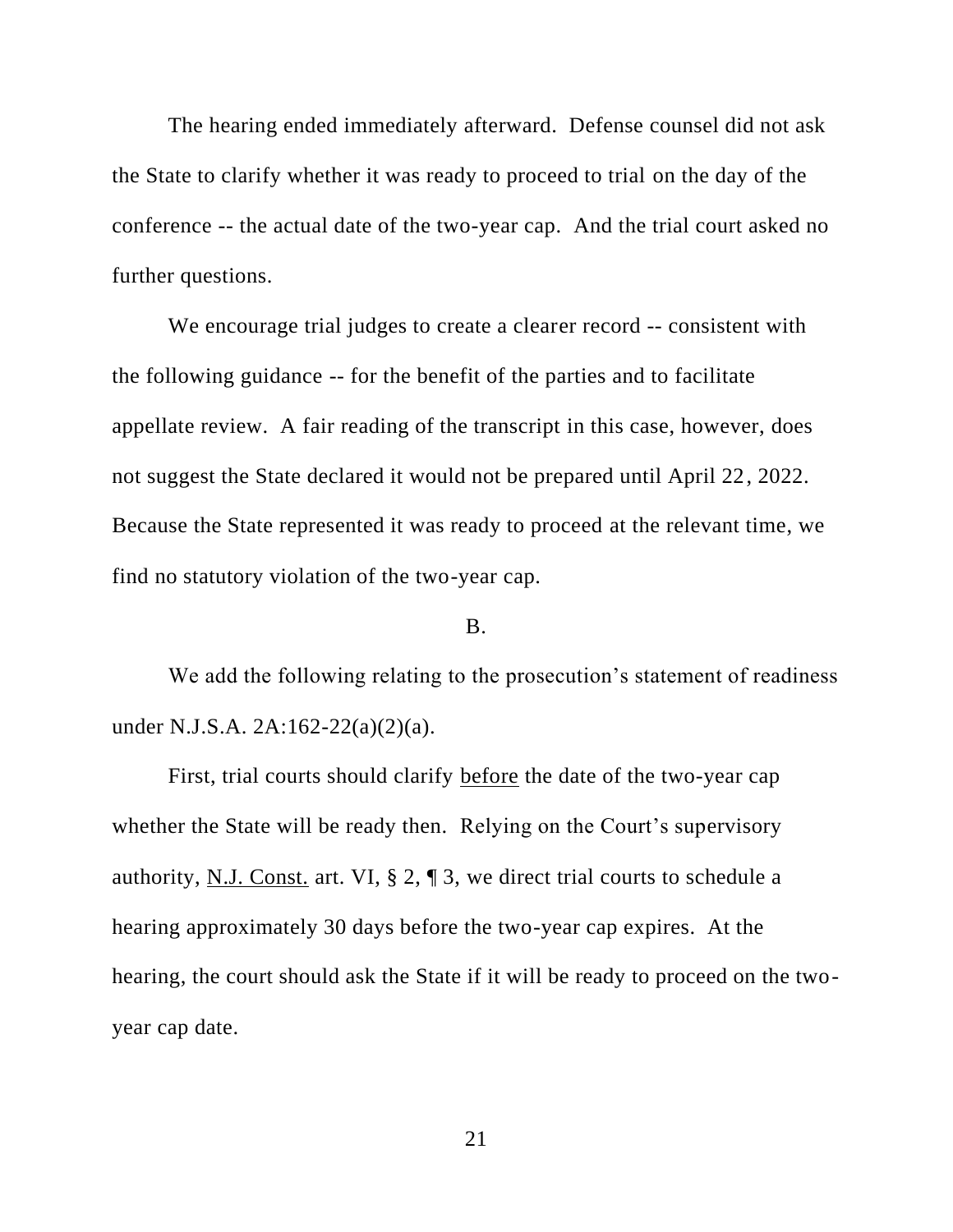The hearing ended immediately afterward. Defense counsel did not ask the State to clarify whether it was ready to proceed to trial on the day of the conference -- the actual date of the two-year cap. And the trial court asked no further questions.

We encourage trial judges to create a clearer record -- consistent with the following guidance -- for the benefit of the parties and to facilitate appellate review. A fair reading of the transcript in this case, however, does not suggest the State declared it would not be prepared until April 22, 2022. Because the State represented it was ready to proceed at the relevant time, we find no statutory violation of the two-year cap.

B.

We add the following relating to the prosecution's statement of readiness under N.J.S.A. 2A:162-22(a)(2)(a).

First, trial courts should clarify <u>before</u> the date of the two-year cap whether the State will be ready then. Relying on the Court's supervisory authority, <u>N.J. Const.</u> art. VI, § 2, ¶ 3, we direct trial courts to schedule a hearing approximately 30 days before the two-year cap expires. At the hearing, the court should ask the State if it will be ready to proceed on the two-year cap date.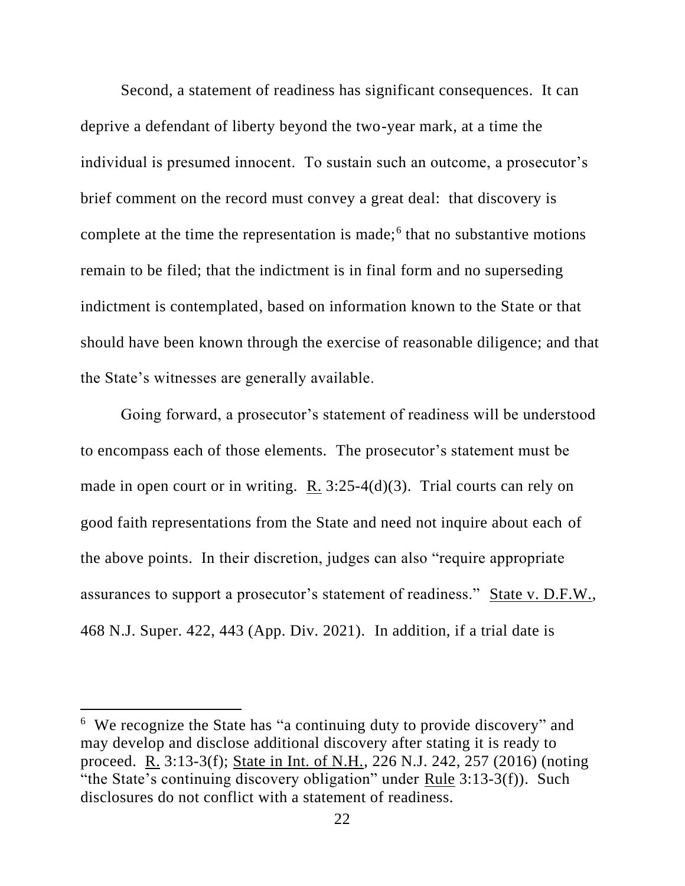Second, a statement of readiness has significant consequences. It can deprive a defendant of liberty beyond the two-year mark, at a time the individual is presumed innocent. To sustain such an outcome, a prosecutor's brief comment on the record must convey a great deal: that discovery is complete at the time the representation is made;[6] that no substantive motions remain to be filed; that the indictment is in final form and no superseding indictment is contemplated, based on information known to the State or that should have been known through the exercise of reasonable diligence; and that the State's witnesses are generally available.

Going forward, a prosecutor's statement of readiness will be understood to encompass each of those elements. The prosecutor's statement must be made in open court or in writing. R. 3:25-4(d)(3). Trial courts can rely on good faith representations from the State and need not inquire about each of the above points. In their discretion, judges can also "require appropriate assurances to support a prosecutor's statement of readiness." State v. D.F.W., 468 N.J. Super. 422, 443 (App. Div. 2021). In addition, if a trial date is

---

[6] We recognize the State has "a continuing duty to provide discovery" and may develop and disclose additional discovery after stating it is ready to proceed. R. 3:13-3(f); State in Int. of N.H., 226 N.J. 242, 257 (2016) (noting "the State's continuing discovery obligation" under Rule 3:13-3(f)). Such disclosures do not conflict with a statement of readiness.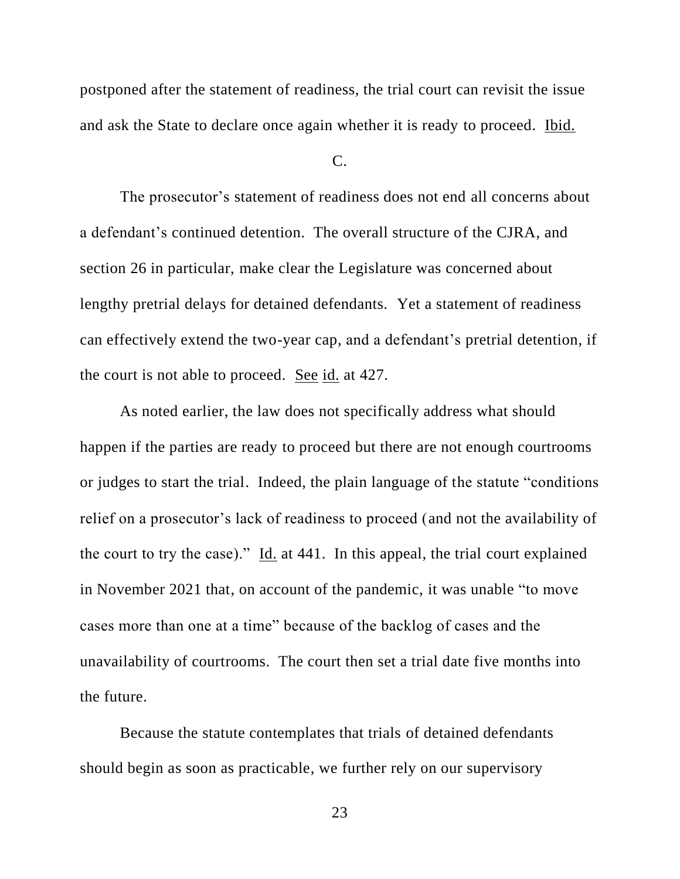postponed after the statement of readiness, the trial court can revisit the issue and ask the State to declare once again whether it is ready to proceed. Ibid.

C.

The prosecutor's statement of readiness does not end all concerns about a defendant's continued detention. The overall structure of the CJRA, and section 26 in particular, make clear the Legislature was concerned about lengthy pretrial delays for detained defendants. Yet a statement of readiness can effectively extend the two-year cap, and a defendant's pretrial detention, if the court is not able to proceed. See id. at 427.

As noted earlier, the law does not specifically address what should happen if the parties are ready to proceed but there are not enough courtrooms or judges to start the trial. Indeed, the plain language of the statute "conditions relief on a prosecutor's lack of readiness to proceed (and not the availability of the court to try the case)." Id. at 441. In this appeal, the trial court explained in November 2021 that, on account of the pandemic, it was unable "to move cases more than one at a time" because of the backlog of cases and the unavailability of courtrooms. The court then set a trial date five months into the future.

Because the statute contemplates that trials of detained defendants should begin as soon as practicable, we further rely on our supervisory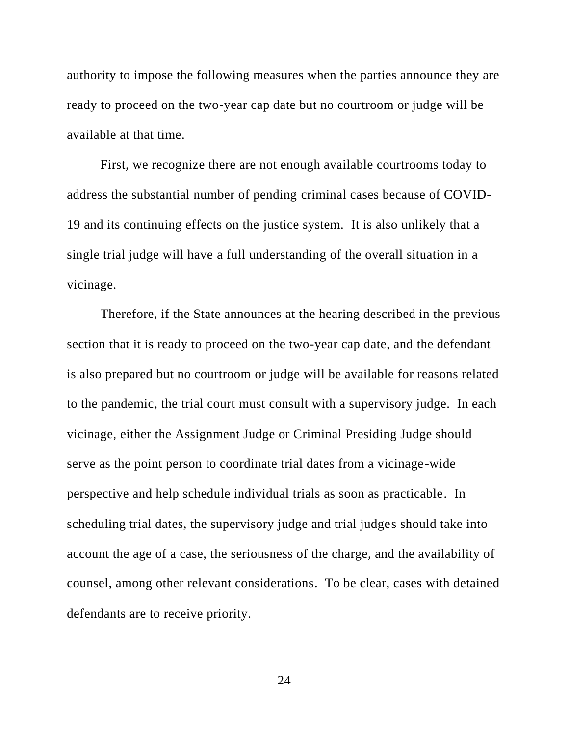authority to impose the following measures when the parties announce they are ready to proceed on the two-year cap date but no courtroom or judge will be available at that time.

First, we recognize there are not enough available courtrooms today to address the substantial number of pending criminal cases because of COVID-19 and its continuing effects on the justice system. It is also unlikely that a single trial judge will have a full understanding of the overall situation in a vicinage.

Therefore, if the State announces at the hearing described in the previous section that it is ready to proceed on the two-year cap date, and the defendant is also prepared but no courtroom or judge will be available for reasons related to the pandemic, the trial court must consult with a supervisory judge. In each vicinage, either the Assignment Judge or Criminal Presiding Judge should serve as the point person to coordinate trial dates from a vicinage-wide perspective and help schedule individual trials as soon as practicable. In scheduling trial dates, the supervisory judge and trial judges should take into account the age of a case, the seriousness of the charge, and the availability of counsel, among other relevant considerations. To be clear, cases with detained defendants are to receive priority.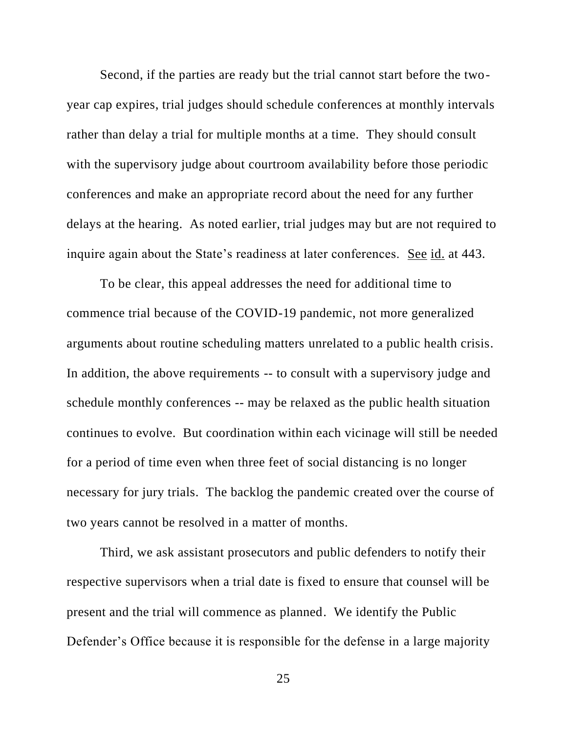Second, if the parties are ready but the trial cannot start before the two-year cap expires, trial judges should schedule conferences at monthly intervals rather than delay a trial for multiple months at a time. They should consult with the supervisory judge about courtroom availability before those periodic conferences and make an appropriate record about the need for any further delays at the hearing. As noted earlier, trial judges may but are not required to inquire again about the State's readiness at later conferences. See id. at 443.

To be clear, this appeal addresses the need for additional time to commence trial because of the COVID-19 pandemic, not more generalized arguments about routine scheduling matters unrelated to a public health crisis. In addition, the above requirements -- to consult with a supervisory judge and schedule monthly conferences -- may be relaxed as the public health situation continues to evolve. But coordination within each vicinage will still be needed for a period of time even when three feet of social distancing is no longer necessary for jury trials. The backlog the pandemic created over the course of two years cannot be resolved in a matter of months.

Third, we ask assistant prosecutors and public defenders to notify their respective supervisors when a trial date is fixed to ensure that counsel will be present and the trial will commence as planned. We identify the Public Defender's Office because it is responsible for the defense in a large majority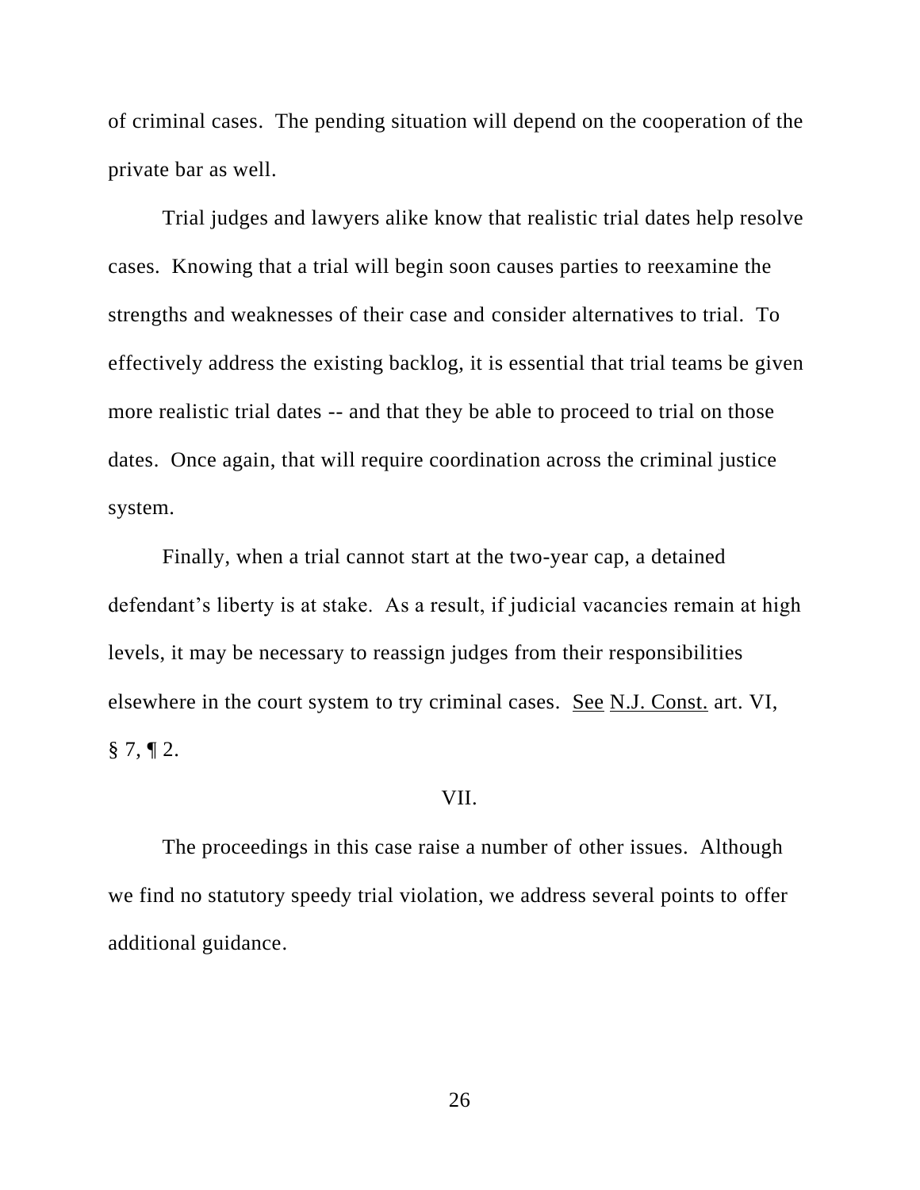of criminal cases. The pending situation will depend on the cooperation of the private bar as well.

Trial judges and lawyers alike know that realistic trial dates help resolve cases. Knowing that a trial will begin soon causes parties to reexamine the strengths and weaknesses of their case and consider alternatives to trial. To effectively address the existing backlog, it is essential that trial teams be given more realistic trial dates -- and that they be able to proceed to trial on those dates. Once again, that will require coordination across the criminal justice system.

Finally, when a trial cannot start at the two-year cap, a detained defendant's liberty is at stake. As a result, if judicial vacancies remain at high levels, it may be necessary to reassign judges from their responsibilities elsewhere in the court system to try criminal cases. See N.J. Const. art. VI, § 7, ¶ 2.

## VII.

The proceedings in this case raise a number of other issues. Although we find no statutory speedy trial violation, we address several points to offer additional guidance.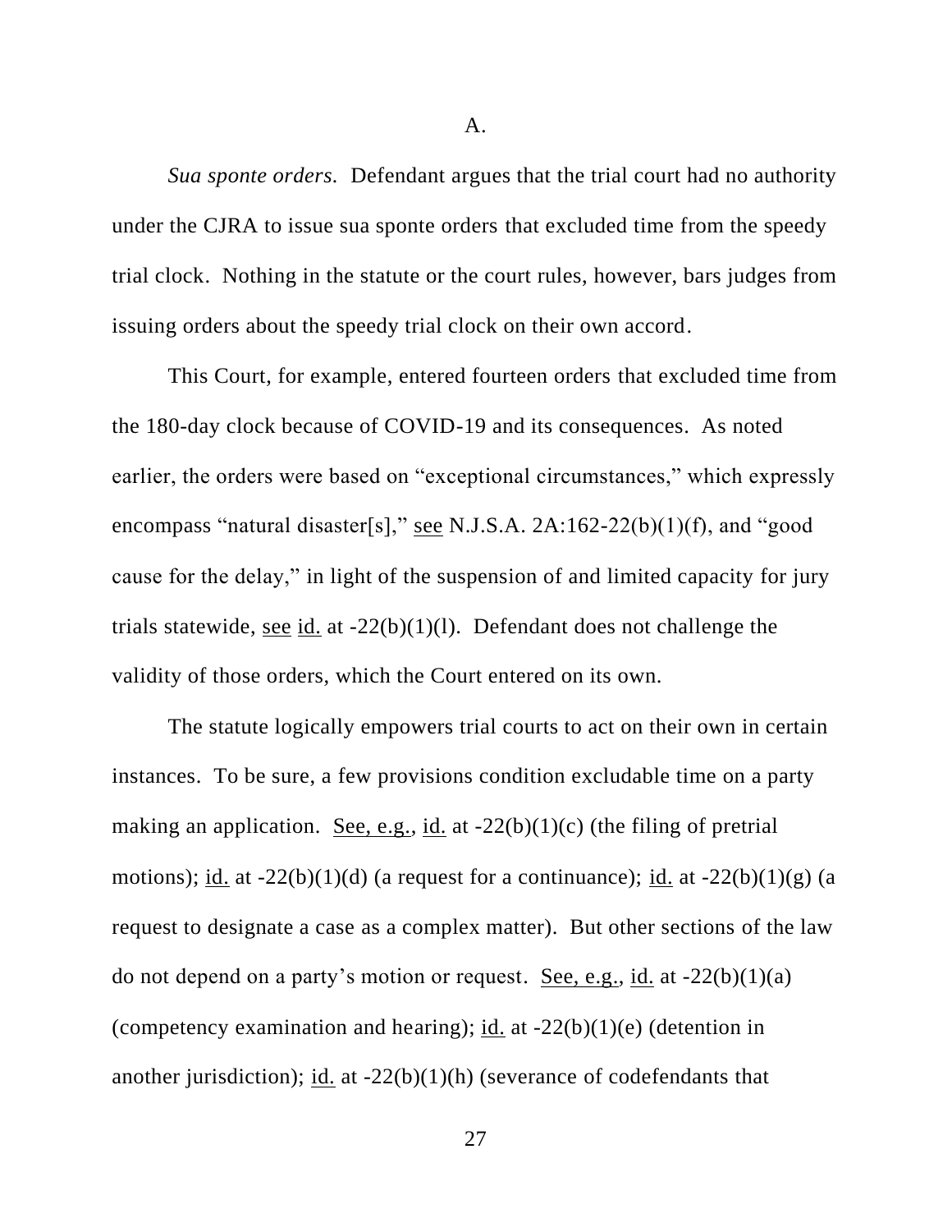A.

*Sua sponte orders.* Defendant argues that the trial court had no authority under the CJRA to issue sua sponte orders that excluded time from the speedy trial clock. Nothing in the statute or the court rules, however, bars judges from issuing orders about the speedy trial clock on their own accord.

This Court, for example, entered fourteen orders that excluded time from the 180-day clock because of COVID-19 and its consequences. As noted earlier, the orders were based on "exceptional circumstances," which expressly encompass "natural disaster[s]," see N.J.S.A. 2A:162-22(b)(1)(f), and "good cause for the delay," in light of the suspension of and limited capacity for jury trials statewide, see id. at -22(b)(1)(l). Defendant does not challenge the validity of those orders, which the Court entered on its own.

The statute logically empowers trial courts to act on their own in certain instances. To be sure, a few provisions condition excludable time on a party making an application. See, e.g., id. at -22(b)(1)(c) (the filing of pretrial motions); id. at -22(b)(1)(d) (a request for a continuance); id. at -22(b)(1)(g) (a request to designate a case as a complex matter). But other sections of the law do not depend on a party's motion or request. See, e.g., id. at -22(b)(1)(a) (competency examination and hearing); id. at -22(b)(1)(e) (detention in another jurisdiction); id. at -22(b)(1)(h) (severance of codefendants that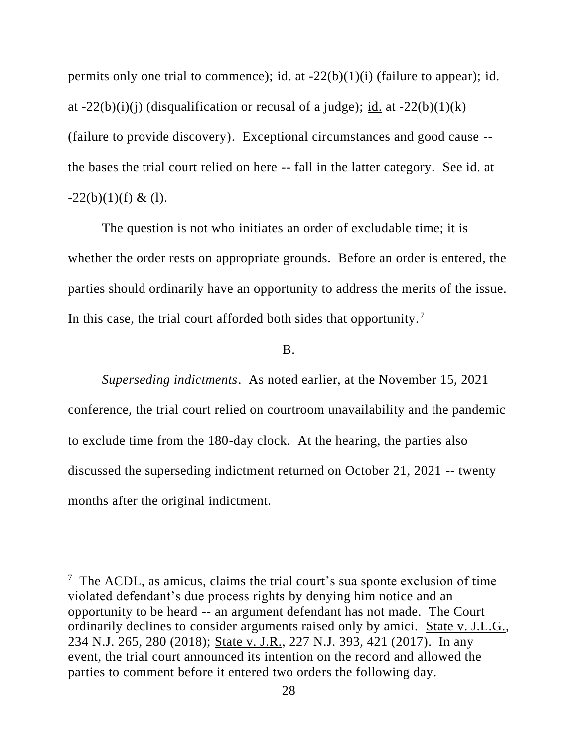permits only one trial to commence); id. at -22(b)(1)(i) (failure to appear); id. at -22(b)(i)(j) (disqualification or recusal of a judge); id. at -22(b)(1)(k) (failure to provide discovery). Exceptional circumstances and good cause -- the bases the trial court relied on here -- fall in the latter category. See id. at -22(b)(1)(f) & (l).

The question is not who initiates an order of excludable time; it is whether the order rests on appropriate grounds. Before an order is entered, the parties should ordinarily have an opportunity to address the merits of the issue. In this case, the trial court afforded both sides that opportunity.[7]

B.

*Superseding indictments*. As noted earlier, at the November 15, 2021 conference, the trial court relied on courtroom unavailability and the pandemic to exclude time from the 180-day clock. At the hearing, the parties also discussed the superseding indictment returned on October 21, 2021 -- twenty months after the original indictment.

---

[7] The ACDL, as amicus, claims the trial court's sua sponte exclusion of time violated defendant's due process rights by denying him notice and an opportunity to be heard -- an argument defendant has not made. The Court ordinarily declines to consider arguments raised only by amici. State v. J.L.G., 234 N.J. 265, 280 (2018); State v. J.R., 227 N.J. 393, 421 (2017). In any event, the trial court announced its intention on the record and allowed the parties to comment before it entered two orders the following day.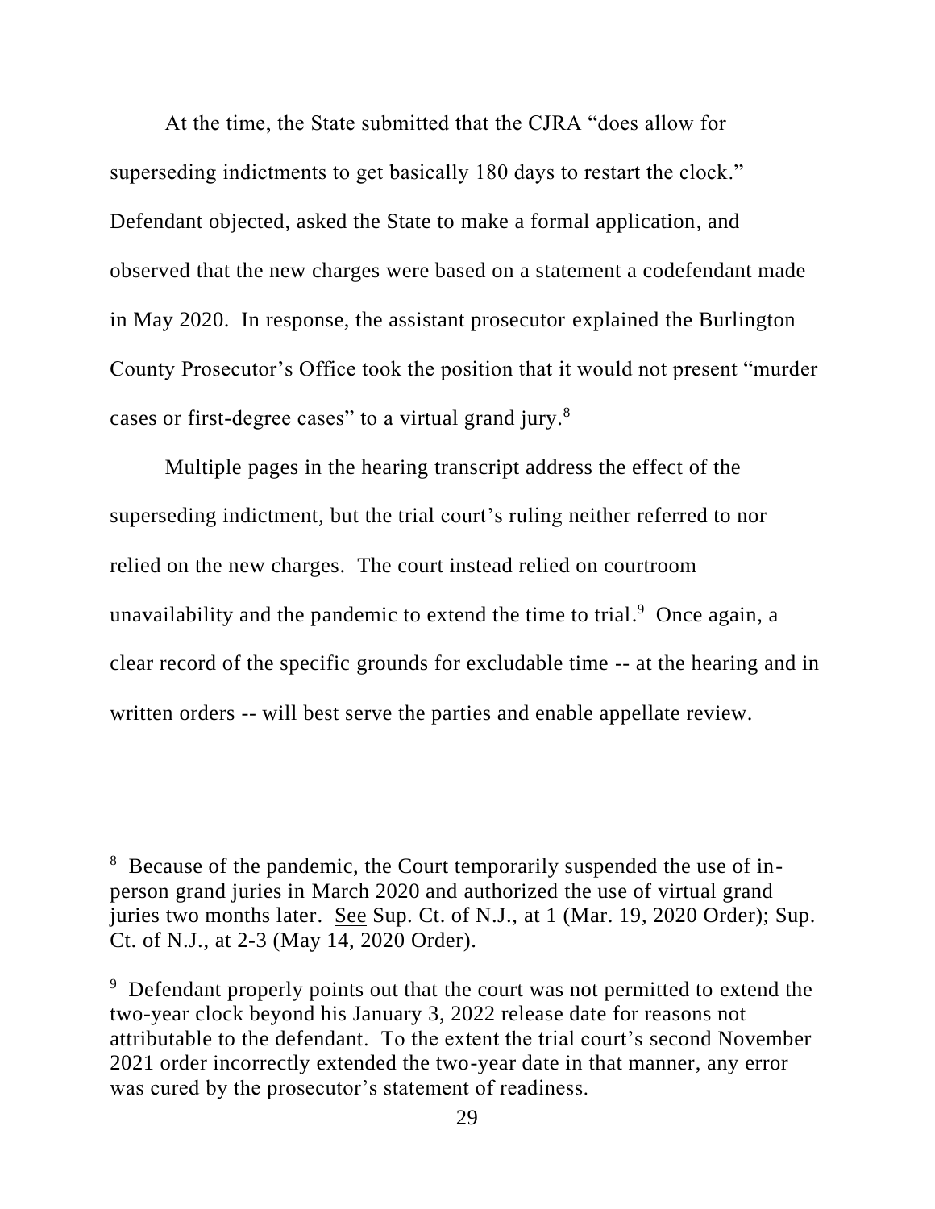At the time, the State submitted that the CJRA "does allow for superseding indictments to get basically 180 days to restart the clock." Defendant objected, asked the State to make a formal application, and observed that the new charges were based on a statement a codefendant made in May 2020. In response, the assistant prosecutor explained the Burlington County Prosecutor's Office took the position that it would not present "murder cases or first-degree cases" to a virtual grand jury.[8]

Multiple pages in the hearing transcript address the effect of the superseding indictment, but the trial court's ruling neither referred to nor relied on the new charges. The court instead relied on courtroom unavailability and the pandemic to extend the time to trial.[9] Once again, a clear record of the specific grounds for excludable time -- at the hearing and in written orders -- will best serve the parties and enable appellate review.

---

[8] Because of the pandemic, the Court temporarily suspended the use of in-person grand juries in March 2020 and authorized the use of virtual grand juries two months later. See Sup. Ct. of N.J., at 1 (Mar. 19, 2020 Order); Sup. Ct. of N.J., at 2-3 (May 14, 2020 Order).

[9] Defendant properly points out that the court was not permitted to extend the two-year clock beyond his January 3, 2022 release date for reasons not attributable to the defendant. To the extent the trial court's second November 2021 order incorrectly extended the two-year date in that manner, any error was cured by the prosecutor's statement of readiness.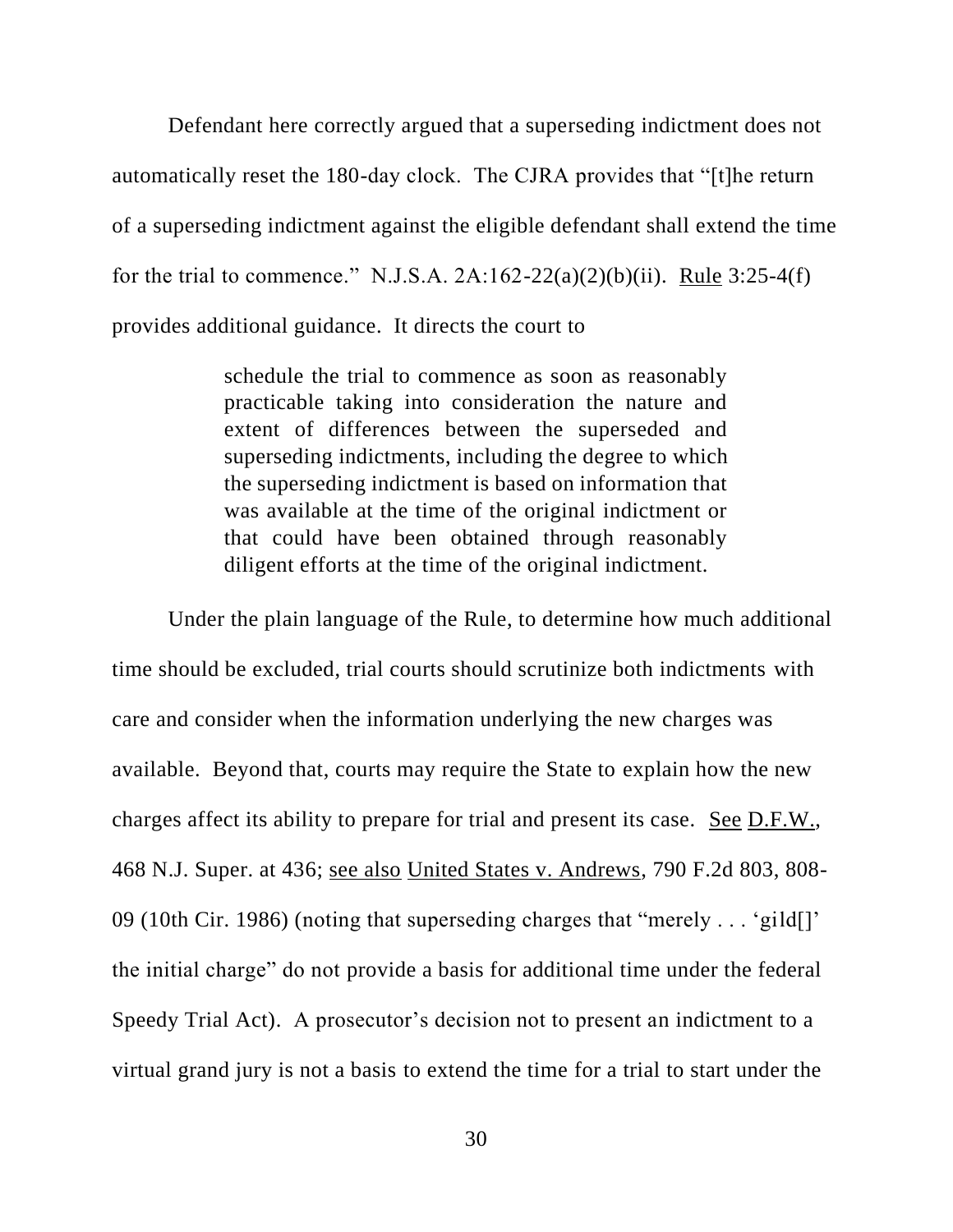Defendant here correctly argued that a superseding indictment does not automatically reset the 180-day clock. The CJRA provides that "[t]he return of a superseding indictment against the eligible defendant shall extend the time for the trial to commence." N.J.S.A. 2A:162-22(a)(2)(b)(ii). Rule 3:25-4(f) provides additional guidance. It directs the court to

> schedule the trial to commence as soon as reasonably practicable taking into consideration the nature and extent of differences between the superseded and superseding indictments, including the degree to which the superseding indictment is based on information that was available at the time of the original indictment or that could have been obtained through reasonably diligent efforts at the time of the original indictment.

Under the plain language of the Rule, to determine how much additional time should be excluded, trial courts should scrutinize both indictments with care and consider when the information underlying the new charges was available. Beyond that, courts may require the State to explain how the new charges affect its ability to prepare for trial and present its case. See D.F.W., 468 N.J. Super. at 436; see also United States v. Andrews, 790 F.2d 803, 808-09 (10th Cir. 1986) (noting that superseding charges that "merely . . . 'gild[]' the initial charge" do not provide a basis for additional time under the federal Speedy Trial Act). A prosecutor's decision not to present an indictment to a virtual grand jury is not a basis to extend the time for a trial to start under the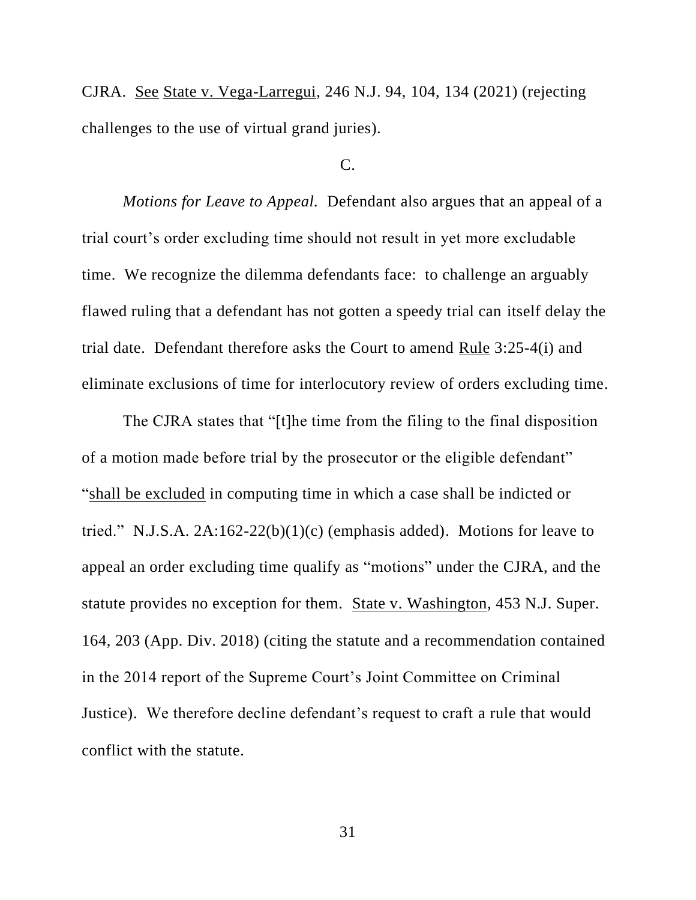CJRA. See State v. Vega-Larregui, 246 N.J. 94, 104, 134 (2021) (rejecting challenges to the use of virtual grand juries).

C.

*Motions for Leave to Appeal.* Defendant also argues that an appeal of a trial court's order excluding time should not result in yet more excludable time. We recognize the dilemma defendants face: to challenge an arguably flawed ruling that a defendant has not gotten a speedy trial can itself delay the trial date. Defendant therefore asks the Court to amend Rule 3:25-4(i) and eliminate exclusions of time for interlocutory review of orders excluding time.

The CJRA states that "[t]he time from the filing to the final disposition of a motion made before trial by the prosecutor or the eligible defendant" "shall be excluded in computing time in which a case shall be indicted or tried." N.J.S.A. 2A:162-22(b)(1)(c) (emphasis added). Motions for leave to appeal an order excluding time qualify as "motions" under the CJRA, and the statute provides no exception for them. State v. Washington, 453 N.J. Super. 164, 203 (App. Div. 2018) (citing the statute and a recommendation contained in the 2014 report of the Supreme Court's Joint Committee on Criminal Justice). We therefore decline defendant's request to craft a rule that would conflict with the statute.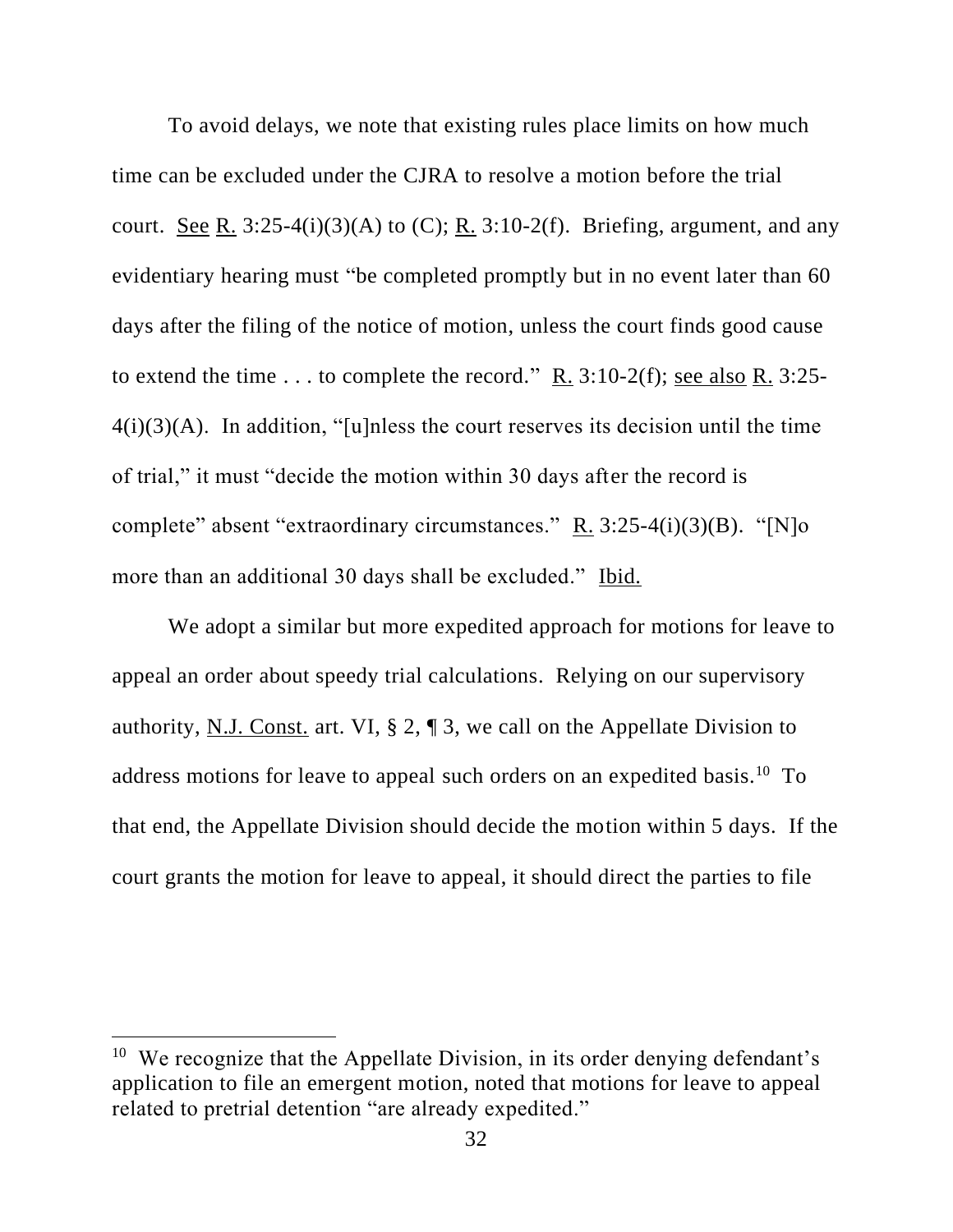To avoid delays, we note that existing rules place limits on how much time can be excluded under the CJRA to resolve a motion before the trial court. See R. 3:25-4(i)(3)(A) to (C); R. 3:10-2(f). Briefing, argument, and any evidentiary hearing must "be completed promptly but in no event later than 60 days after the filing of the notice of motion, unless the court finds good cause to extend the time . . . to complete the record." R. 3:10-2(f); see also R. 3:25-4(i)(3)(A). In addition, "[u]nless the court reserves its decision until the time of trial," it must "decide the motion within 30 days after the record is complete" absent "extraordinary circumstances." R. 3:25-4(i)(3)(B). "[N]o more than an additional 30 days shall be excluded." Ibid.

We adopt a similar but more expedited approach for motions for leave to appeal an order about speedy trial calculations. Relying on our supervisory authority, N.J. Const. art. VI, § 2, ¶ 3, we call on the Appellate Division to address motions for leave to appeal such orders on an expedited basis.[10] To that end, the Appellate Division should decide the motion within 5 days. If the court grants the motion for leave to appeal, it should direct the parties to file

[10] We recognize that the Appellate Division, in its order denying defendant's application to file an emergent motion, noted that motions for leave to appeal related to pretrial detention "are already expedited."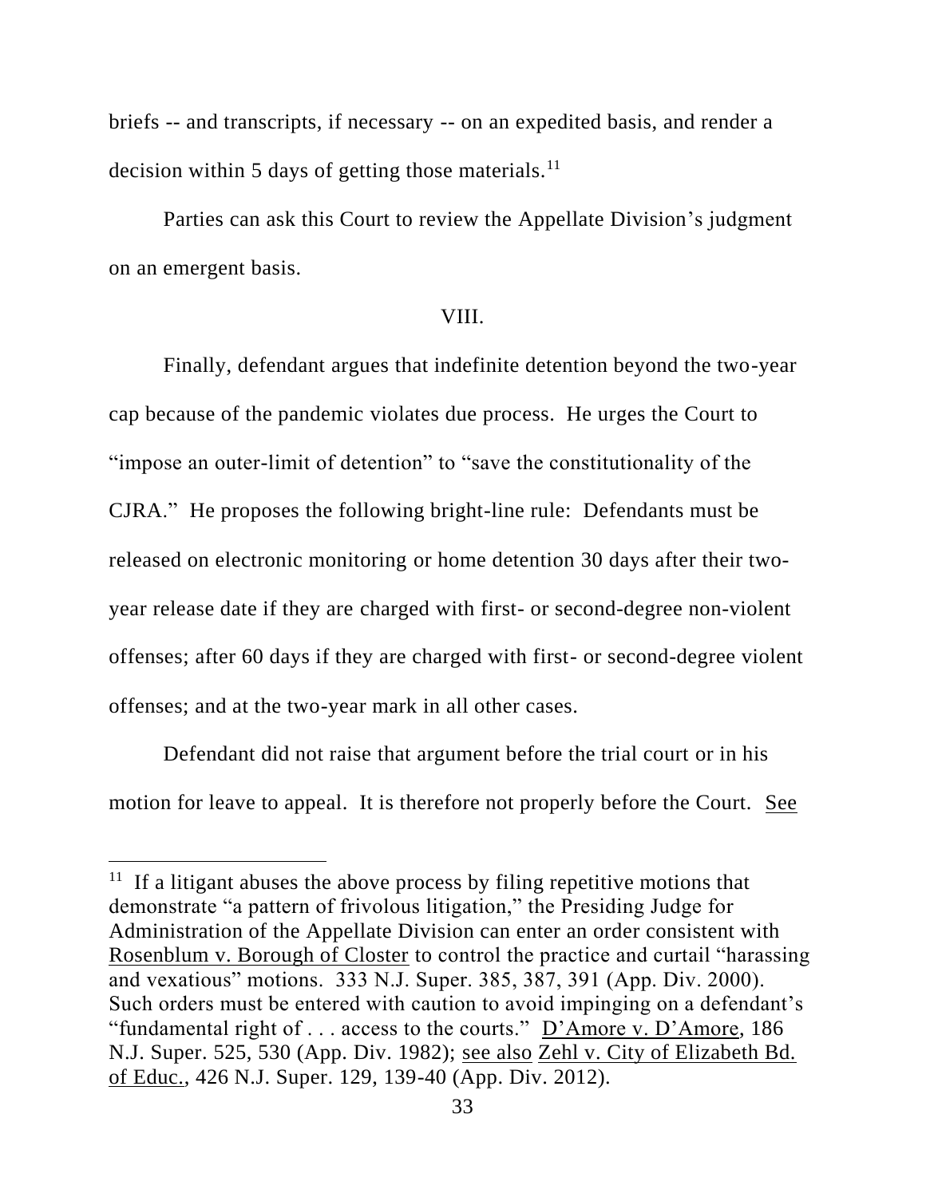briefs -- and transcripts, if necessary -- on an expedited basis, and render a decision within 5 days of getting those materials.[11]

Parties can ask this Court to review the Appellate Division's judgment on an emergent basis.

VIII.

Finally, defendant argues that indefinite detention beyond the two-year cap because of the pandemic violates due process. He urges the Court to "impose an outer-limit of detention" to "save the constitutionality of the CJRA." He proposes the following bright-line rule: Defendants must be released on electronic monitoring or home detention 30 days after their two-year release date if they are charged with first- or second-degree non-violent offenses; after 60 days if they are charged with first- or second-degree violent offenses; and at the two-year mark in all other cases.

Defendant did not raise that argument before the trial court or in his motion for leave to appeal. It is therefore not properly before the Court. See

---

[11] If a litigant abuses the above process by filing repetitive motions that demonstrate "a pattern of frivolous litigation," the Presiding Judge for Administration of the Appellate Division can enter an order consistent with Rosenblum v. Borough of Closter to control the practice and curtail "harassing and vexatious" motions. 333 N.J. Super. 385, 387, 391 (App. Div. 2000). Such orders must be entered with caution to avoid impinging on a defendant's "fundamental right of . . . access to the courts." D'Amore v. D'Amore, 186 N.J. Super. 525, 530 (App. Div. 1982); see also Zehl v. City of Elizabeth Bd. of Educ., 426 N.J. Super. 129, 139-40 (App. Div. 2012).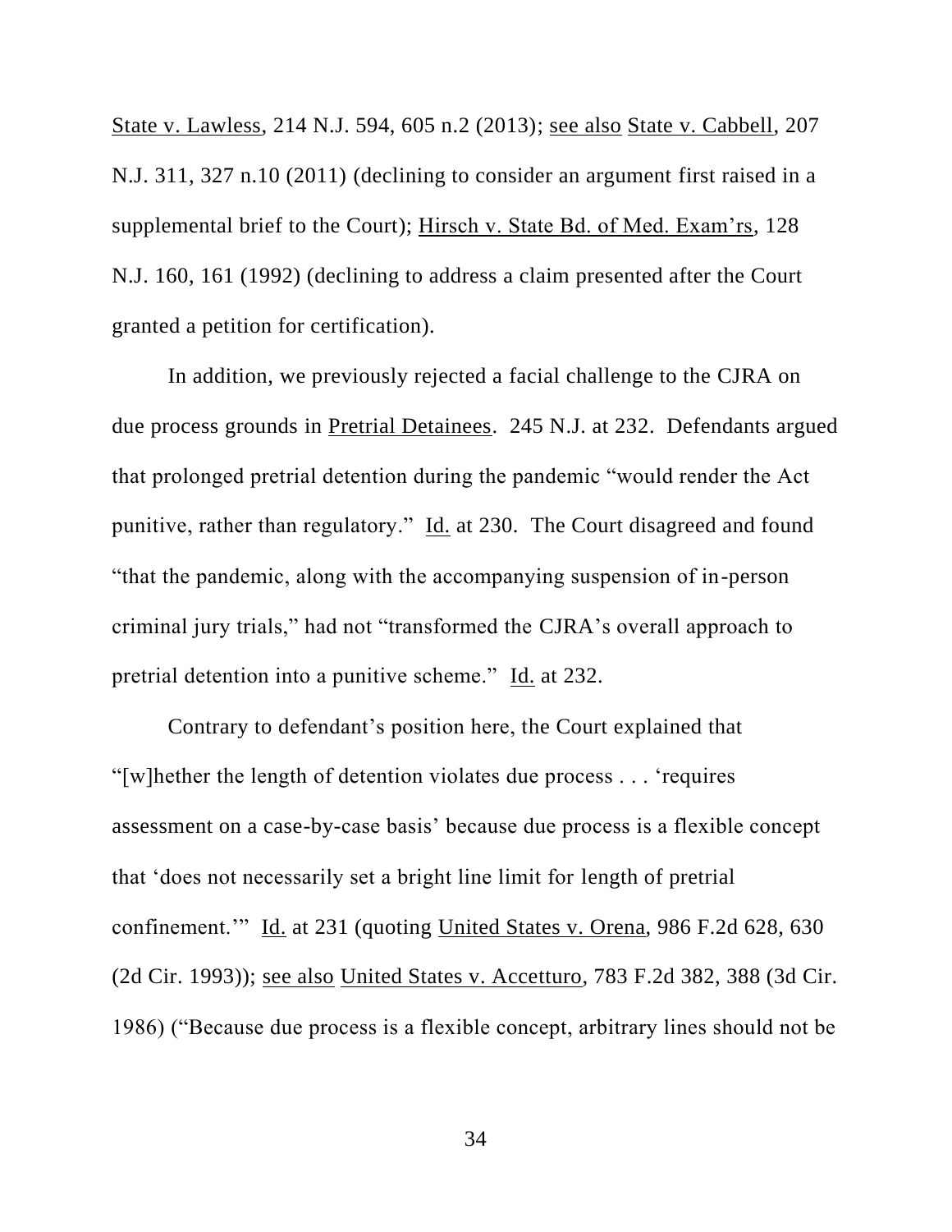State v. Lawless, 214 N.J. 594, 605 n.2 (2013); see also State v. Cabbell, 207 N.J. 311, 327 n.10 (2011) (declining to consider an argument first raised in a supplemental brief to the Court); Hirsch v. State Bd. of Med. Exam'rs, 128 N.J. 160, 161 (1992) (declining to address a claim presented after the Court granted a petition for certification).

In addition, we previously rejected a facial challenge to the CJRA on due process grounds in Pretrial Detainees. 245 N.J. at 232. Defendants argued that prolonged pretrial detention during the pandemic "would render the Act punitive, rather than regulatory." Id. at 230. The Court disagreed and found "that the pandemic, along with the accompanying suspension of in-person criminal jury trials," had not "transformed the CJRA's overall approach to pretrial detention into a punitive scheme." Id. at 232.

Contrary to defendant's position here, the Court explained that "[w]hether the length of detention violates due process . . . 'requires assessment on a case-by-case basis' because due process is a flexible concept that 'does not necessarily set a bright line limit for length of pretrial confinement.'" Id. at 231 (quoting United States v. Orena, 986 F.2d 628, 630 (2d Cir. 1993)); see also United States v. Accetturo, 783 F.2d 382, 388 (3d Cir. 1986) ("Because due process is a flexible concept, arbitrary lines should not be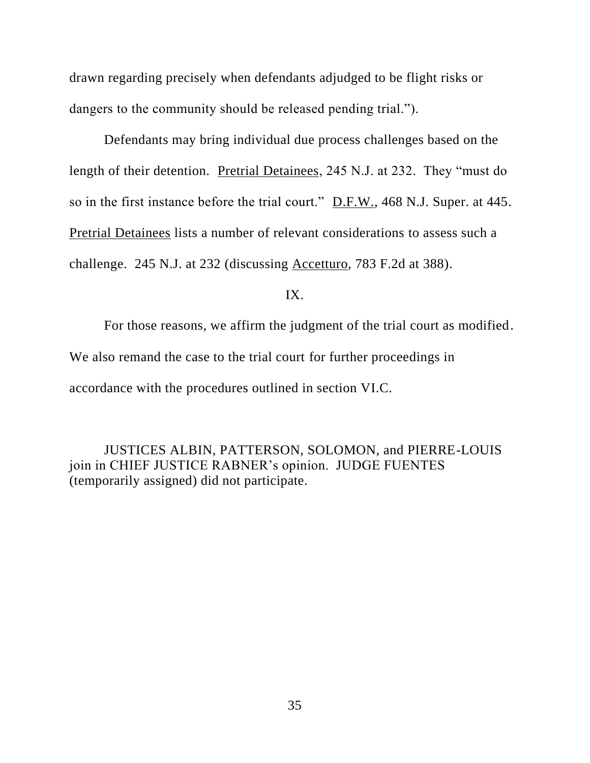drawn regarding precisely when defendants adjudged to be flight risks or dangers to the community should be released pending trial.").

Defendants may bring individual due process challenges based on the length of their detention. Pretrial Detainees, 245 N.J. at 232. They "must do so in the first instance before the trial court." D.F.W., 468 N.J. Super. at 445. Pretrial Detainees lists a number of relevant considerations to assess such a challenge. 245 N.J. at 232 (discussing Accetturo, 783 F.2d at 388).

## IX.

For those reasons, we affirm the judgment of the trial court as modified. We also remand the case to the trial court for further proceedings in accordance with the procedures outlined in section VI.C.

JUSTICES ALBIN, PATTERSON, SOLOMON, and PIERRE-LOUIS join in CHIEF JUSTICE RABNER's opinion. JUDGE FUENTES (temporarily assigned) did not participate.